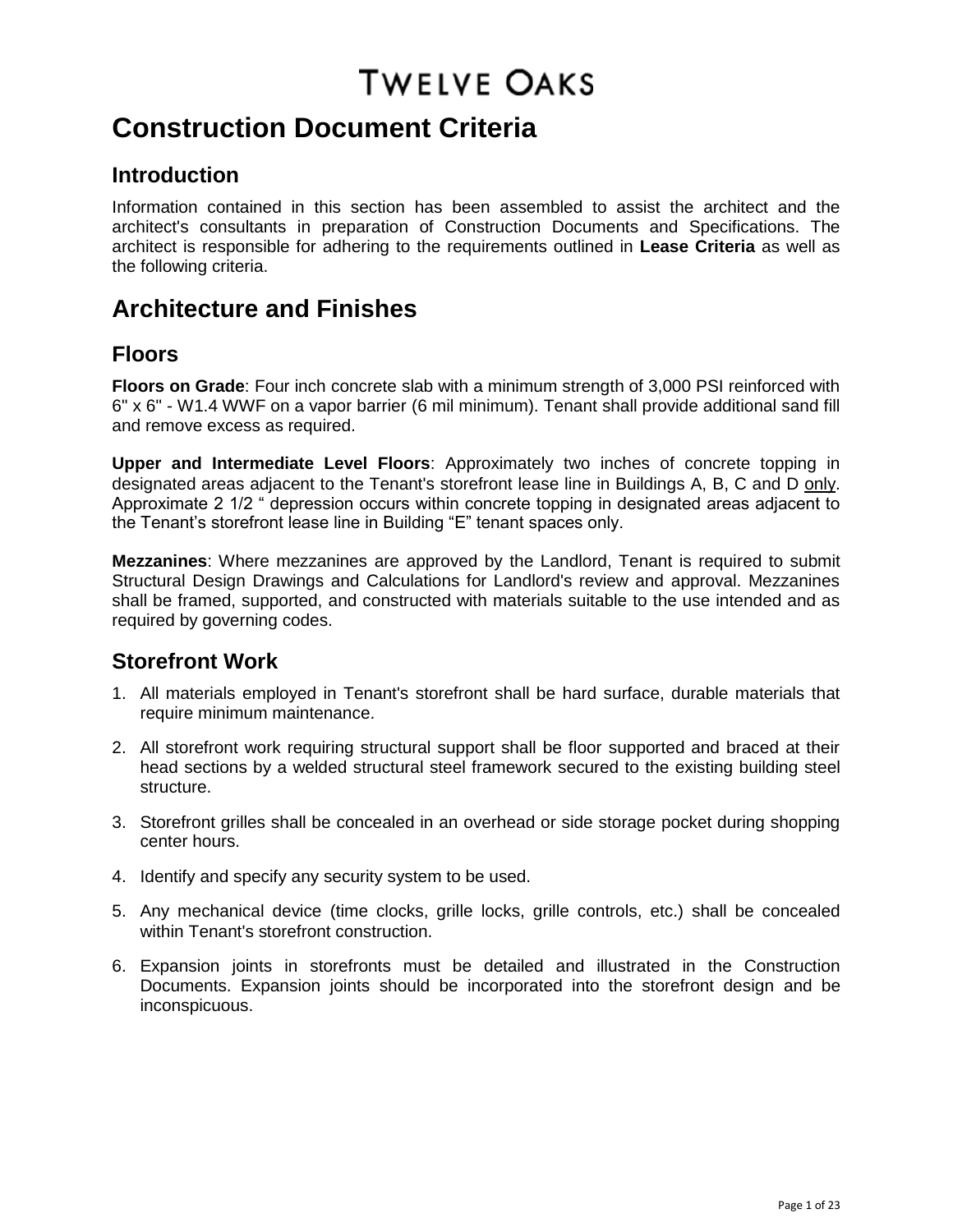# TWELVE OAKS

# Construction Document Criteria

## Introduction

Information contained in this section has been assembled to assist the architect and the architect's consultants in preparation of Construction Documents and Specifications. The architect is responsible for adhering to the requirements outlined in **Lease Criteria** as well as the following criteria.

# Architecture and Finishes

## Floors

**Floors on Grade**: Four inch concrete slab with a minimum strength of 3,000 PSI reinforced with 6" x 6" - W1.4 WWF on a vapor barrier (6 mil minimum). Tenant shall provide additional sand fill and remove excess as required.

**Upper and Intermediate Level Floors**: Approximately two inches of concrete topping in designated areas adjacent to the Tenant's storefront lease line in Buildings A, B, C and D <u>only</u>. Approximate 2 1/2 " depression occurs within concrete topping in designated areas adjacent to the Tenant's storefront lease line in Building "E" tenant spaces only.

**Mezzanines**: Where mezzanines are approved by the Landlord, Tenant is required to submit Structural Design Drawings and Calculations for Landlord's review and approval. Mezzanines shall be framed, supported, and constructed with materials suitable to the use intended and as required by governing codes.

## Storefront Work

1. All materials employed in Tenant's storefront shall be hard surface, durable materials that require minimum maintenance.
2. All storefront work requiring structural support shall be floor supported and braced at their head sections by a welded structural steel framework secured to the existing building steel structure.
3. Storefront grilles shall be concealed in an overhead or side storage pocket during shopping center hours.
4. Identify and specify any security system to be used.
5. Any mechanical device (time clocks, grille locks, grille controls, etc.) shall be concealed within Tenant's storefront construction.
6. Expansion joints in storefronts must be detailed and illustrated in the Construction Documents. Expansion joints should be incorporated into the storefront design and be inconspicuous.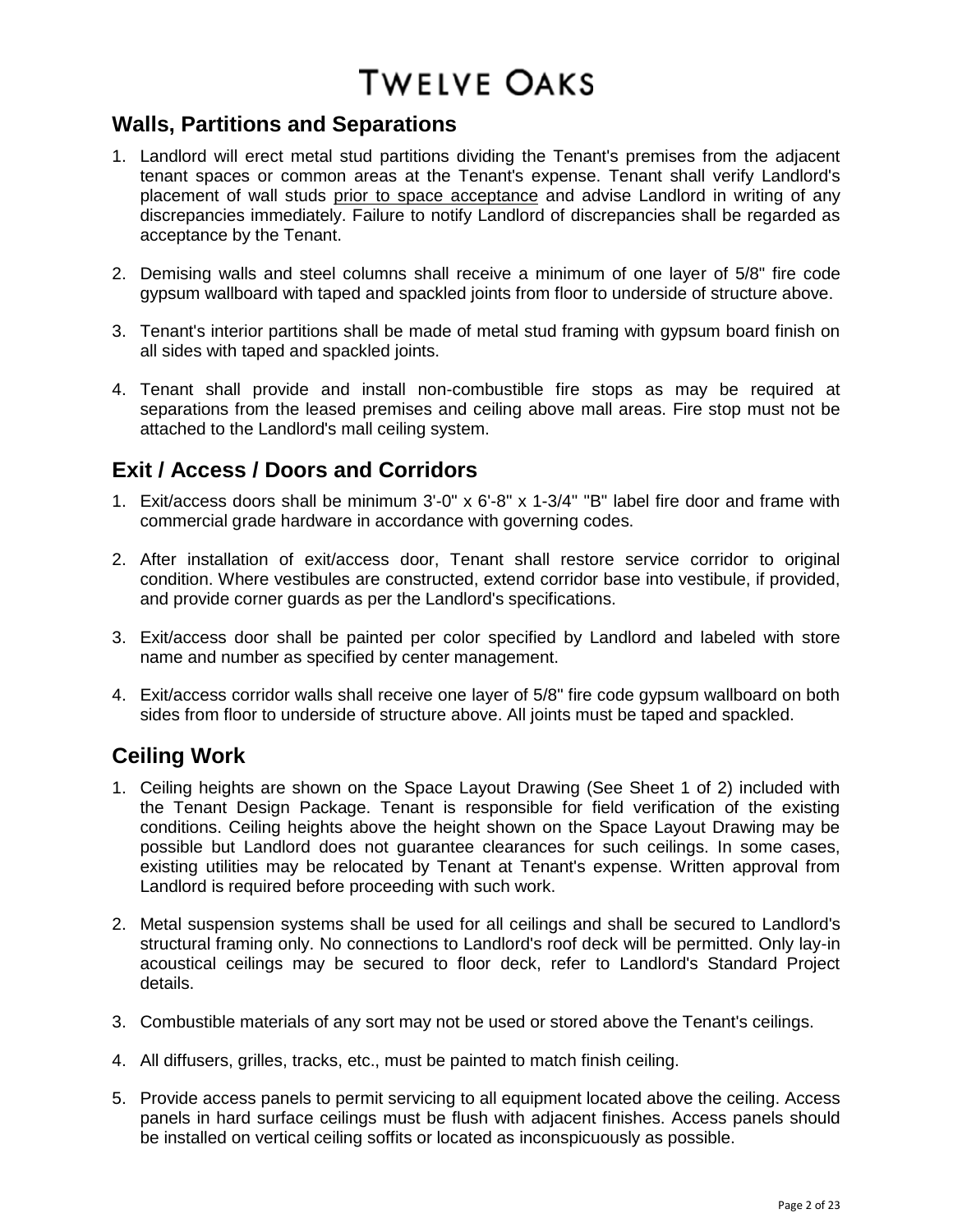## Walls, Partitions and Separations

1. Landlord will erect metal stud partitions dividing the Tenant's premises from the adjacent tenant spaces or common areas at the Tenant's expense. Tenant shall verify Landlord's placement of wall studs <u>prior to space acceptance</u> and advise Landlord in writing of any discrepancies immediately. Failure to notify Landlord of discrepancies shall be regarded as acceptance by the Tenant.

2. Demising walls and steel columns shall receive a minimum of one layer of 5/8" fire code gypsum wallboard with taped and spackled joints from floor to underside of structure above.

3. Tenant's interior partitions shall be made of metal stud framing with gypsum board finish on all sides with taped and spackled joints.

4. Tenant shall provide and install non-combustible fire stops as may be required at separations from the leased premises and ceiling above mall areas. Fire stop must not be attached to the Landlord's mall ceiling system.

## Exit / Access / Doors and Corridors

1. Exit/access doors shall be minimum 3'-0" x 6'-8" x 1-3/4" "B" label fire door and frame with commercial grade hardware in accordance with governing codes.

2. After installation of exit/access door, Tenant shall restore service corridor to original condition. Where vestibules are constructed, extend corridor base into vestibule, if provided, and provide corner guards as per the Landlord's specifications.

3. Exit/access door shall be painted per color specified by Landlord and labeled with store name and number as specified by center management.

4. Exit/access corridor walls shall receive one layer of 5/8" fire code gypsum wallboard on both sides from floor to underside of structure above. All joints must be taped and spackled.

## Ceiling Work

1. Ceiling heights are shown on the Space Layout Drawing (See Sheet 1 of 2) included with the Tenant Design Package. Tenant is responsible for field verification of the existing conditions. Ceiling heights above the height shown on the Space Layout Drawing may be possible but Landlord does not guarantee clearances for such ceilings. In some cases, existing utilities may be relocated by Tenant at Tenant's expense. Written approval from Landlord is required before proceeding with such work.

2. Metal suspension systems shall be used for all ceilings and shall be secured to Landlord's structural framing only. No connections to Landlord's roof deck will be permitted. Only lay-in acoustical ceilings may be secured to floor deck, refer to Landlord's Standard Project details.

3. Combustible materials of any sort may not be used or stored above the Tenant's ceilings.

4. All diffusers, grilles, tracks, etc., must be painted to match finish ceiling.

5. Provide access panels to permit servicing to all equipment located above the ceiling. Access panels in hard surface ceilings must be flush with adjacent finishes. Access panels should be installed on vertical ceiling soffits or located as inconspicuously as possible.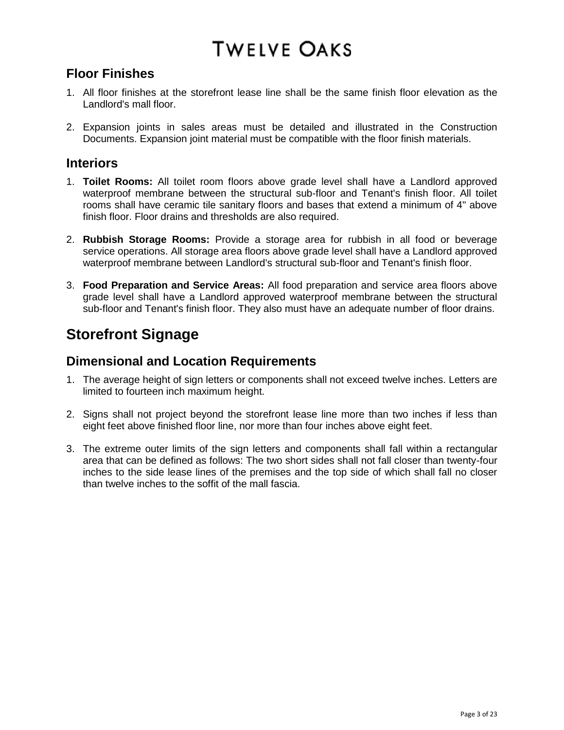## Floor Finishes

1. All floor finishes at the storefront lease line shall be the same finish floor elevation as the Landlord's mall floor.

2. Expansion joints in sales areas must be detailed and illustrated in the Construction Documents. Expansion joint material must be compatible with the floor finish materials.

## Interiors

1. **Toilet Rooms:** All toilet room floors above grade level shall have a Landlord approved waterproof membrane between the structural sub-floor and Tenant's finish floor. All toilet rooms shall have ceramic tile sanitary floors and bases that extend a minimum of 4" above finish floor. Floor drains and thresholds are also required.

2. **Rubbish Storage Rooms:** Provide a storage area for rubbish in all food or beverage service operations. All storage area floors above grade level shall have a Landlord approved waterproof membrane between Landlord's structural sub-floor and Tenant's finish floor.

3. **Food Preparation and Service Areas:** All food preparation and service area floors above grade level shall have a Landlord approved waterproof membrane between the structural sub-floor and Tenant's finish floor. They also must have an adequate number of floor drains.

# Storefront Signage

## Dimensional and Location Requirements

1. The average height of sign letters or components shall not exceed twelve inches. Letters are limited to fourteen inch maximum height.

2. Signs shall not project beyond the storefront lease line more than two inches if less than eight feet above finished floor line, nor more than four inches above eight feet.

3. The extreme outer limits of the sign letters and components shall fall within a rectangular area that can be defined as follows: The two short sides shall not fall closer than twenty-four inches to the side lease lines of the premises and the top side of which shall fall no closer than twelve inches to the soffit of the mall fascia.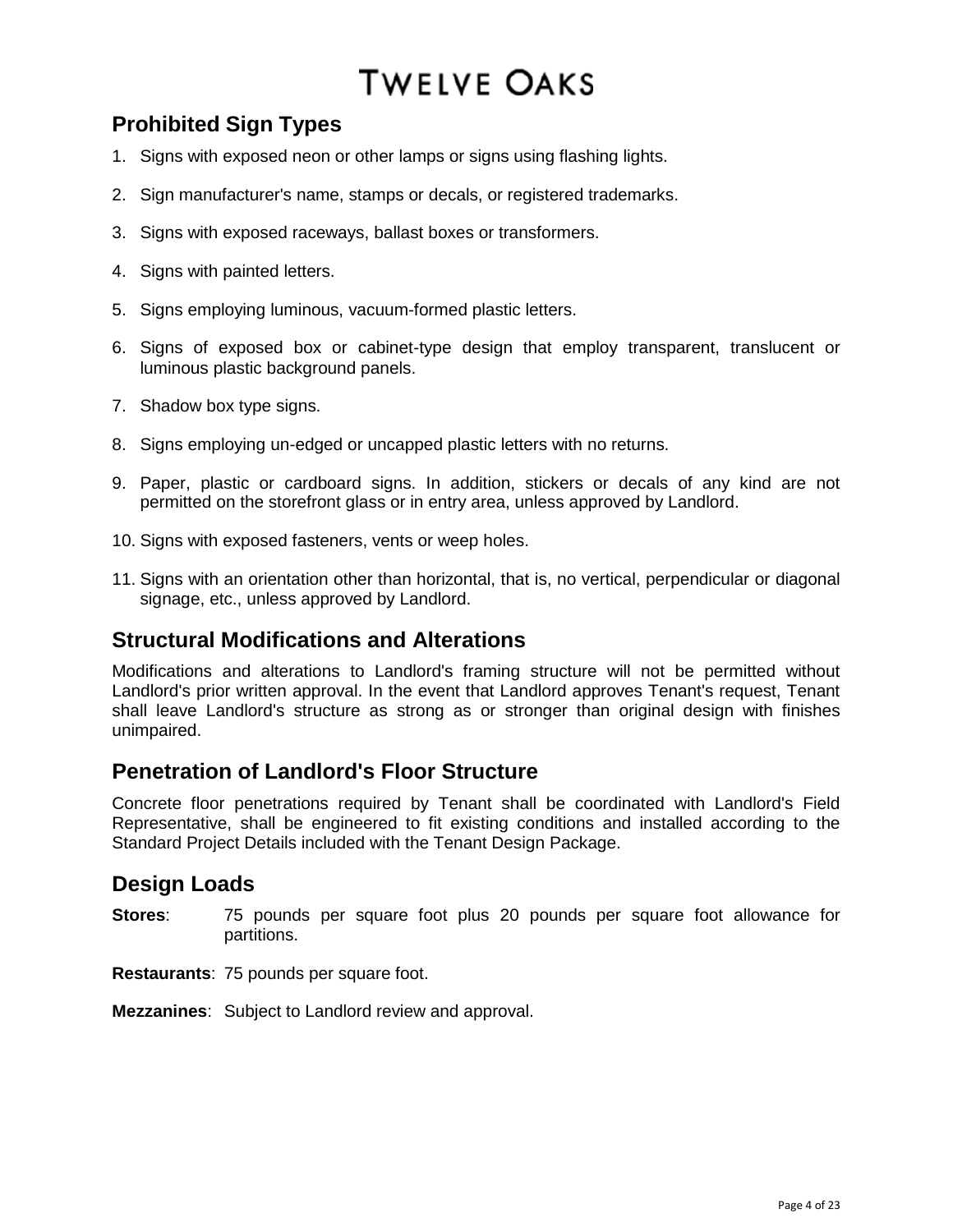## Prohibited Sign Types

1. Signs with exposed neon or other lamps or signs using flashing lights.
2. Sign manufacturer's name, stamps or decals, or registered trademarks.
3. Signs with exposed raceways, ballast boxes or transformers.
4. Signs with painted letters.
5. Signs employing luminous, vacuum-formed plastic letters.
6. Signs of exposed box or cabinet-type design that employ transparent, translucent or luminous plastic background panels.
7. Shadow box type signs.
8. Signs employing un-edged or uncapped plastic letters with no returns.
9. Paper, plastic or cardboard signs. In addition, stickers or decals of any kind are not permitted on the storefront glass or in entry area, unless approved by Landlord.
10. Signs with exposed fasteners, vents or weep holes.
11. Signs with an orientation other than horizontal, that is, no vertical, perpendicular or diagonal signage, etc., unless approved by Landlord.

## Structural Modifications and Alterations

Modifications and alterations to Landlord's framing structure will not be permitted without Landlord's prior written approval. In the event that Landlord approves Tenant's request, Tenant shall leave Landlord's structure as strong as or stronger than original design with finishes unimpaired.

## Penetration of Landlord's Floor Structure

Concrete floor penetrations required by Tenant shall be coordinated with Landlord's Field Representative, shall be engineered to fit existing conditions and installed according to the Standard Project Details included with the Tenant Design Package.

## Design Loads

**Stores**: 75 pounds per square foot plus 20 pounds per square foot allowance for partitions.

**Restaurants**: 75 pounds per square foot.

**Mezzanines**: Subject to Landlord review and approval.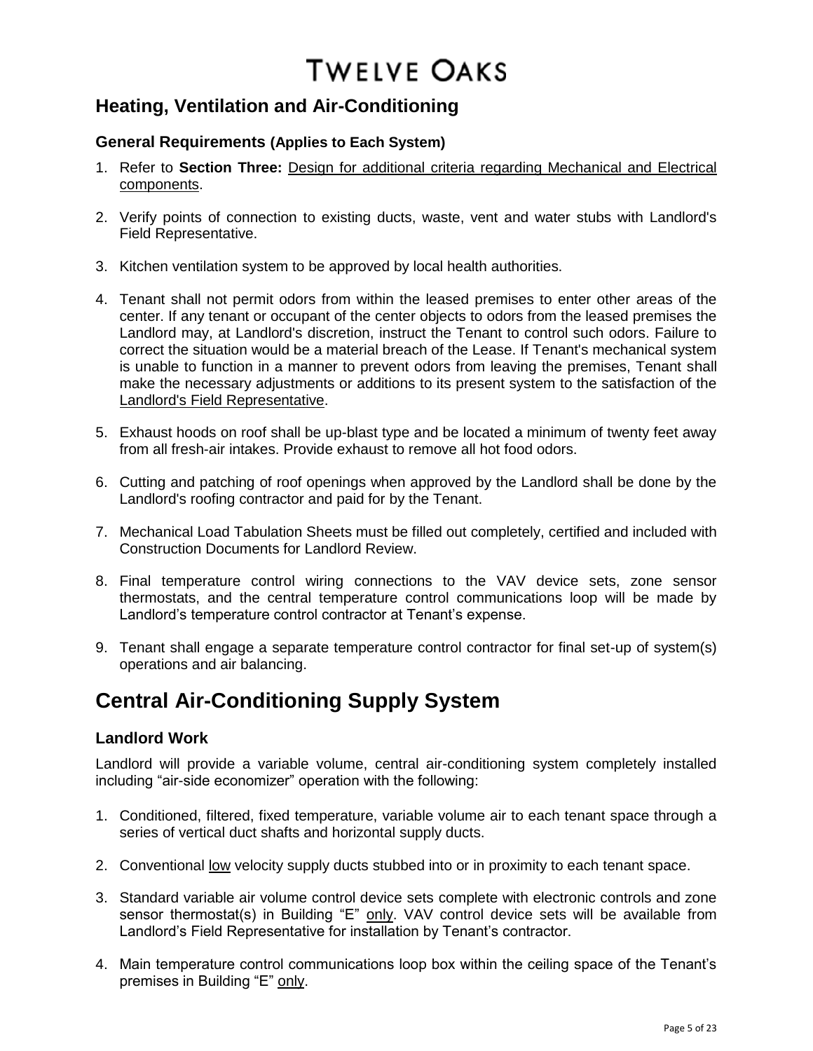# Heating, Ventilation and Air-Conditioning

### General Requirements (Applies to Each System)

1. Refer to **Section Three:** Design for additional criteria regarding Mechanical and Electrical components.

2. Verify points of connection to existing ducts, waste, vent and water stubs with Landlord's Field Representative.

3. Kitchen ventilation system to be approved by local health authorities.

4. Tenant shall not permit odors from within the leased premises to enter other areas of the center. If any tenant or occupant of the center objects to odors from the leased premises the Landlord may, at Landlord's discretion, instruct the Tenant to control such odors. Failure to correct the situation would be a material breach of the Lease. If Tenant's mechanical system is unable to function in a manner to prevent odors from leaving the premises, Tenant shall make the necessary adjustments or additions to its present system to the satisfaction of the Landlord's Field Representative.

5. Exhaust hoods on roof shall be up-blast type and be located a minimum of twenty feet away from all fresh-air intakes. Provide exhaust to remove all hot food odors.

6. Cutting and patching of roof openings when approved by the Landlord shall be done by the Landlord's roofing contractor and paid for by the Tenant.

7. Mechanical Load Tabulation Sheets must be filled out completely, certified and included with Construction Documents for Landlord Review.

8. Final temperature control wiring connections to the VAV device sets, zone sensor thermostats, and the central temperature control communications loop will be made by Landlord's temperature control contractor at Tenant's expense.

9. Tenant shall engage a separate temperature control contractor for final set-up of system(s) operations and air balancing.

# Central Air-Conditioning Supply System

### Landlord Work

Landlord will provide a variable volume, central air-conditioning system completely installed including "air-side economizer" operation with the following:

1. Conditioned, filtered, fixed temperature, variable volume air to each tenant space through a series of vertical duct shafts and horizontal supply ducts.

2. Conventional low velocity supply ducts stubbed into or in proximity to each tenant space.

3. Standard variable air volume control device sets complete with electronic controls and zone sensor thermostat(s) in Building "E" only. VAV control device sets will be available from Landlord's Field Representative for installation by Tenant's contractor.

4. Main temperature control communications loop box within the ceiling space of the Tenant's premises in Building "E" only.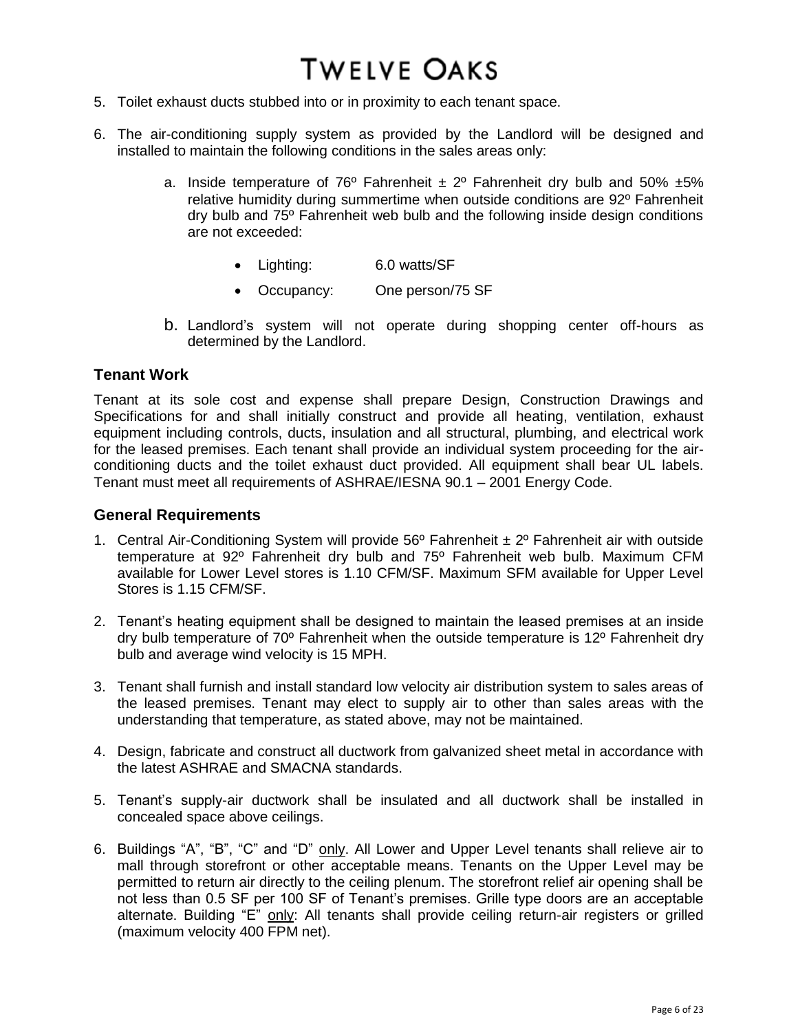5. Toilet exhaust ducts stubbed into or in proximity to each tenant space.

6. The air-conditioning supply system as provided by the Landlord will be designed and installed to maintain the following conditions in the sales areas only:

   a. Inside temperature of 76º Fahrenheit ± 2º Fahrenheit dry bulb and 50% ±5% relative humidity during summertime when outside conditions are 92º Fahrenheit dry bulb and 75º Fahrenheit web bulb and the following inside design conditions are not exceeded:

      - Lighting: 6.0 watts/SF
      - Occupancy: One person/75 SF

   b. Landlord's system will not operate during shopping center off-hours as determined by the Landlord.

### Tenant Work

Tenant at its sole cost and expense shall prepare Design, Construction Drawings and Specifications for and shall initially construct and provide all heating, ventilation, exhaust equipment including controls, ducts, insulation and all structural, plumbing, and electrical work for the leased premises. Each tenant shall provide an individual system proceeding for the air-conditioning ducts and the toilet exhaust duct provided. All equipment shall bear UL labels. Tenant must meet all requirements of ASHRAE/IESNA 90.1 – 2001 Energy Code.

### General Requirements

1. Central Air-Conditioning System will provide 56º Fahrenheit ± 2º Fahrenheit air with outside temperature at 92º Fahrenheit dry bulb and 75º Fahrenheit web bulb. Maximum CFM available for Lower Level stores is 1.10 CFM/SF. Maximum SFM available for Upper Level Stores is 1.15 CFM/SF.

2. Tenant's heating equipment shall be designed to maintain the leased premises at an inside dry bulb temperature of 70º Fahrenheit when the outside temperature is 12º Fahrenheit dry bulb and average wind velocity is 15 MPH.

3. Tenant shall furnish and install standard low velocity air distribution system to sales areas of the leased premises. Tenant may elect to supply air to other than sales areas with the understanding that temperature, as stated above, may not be maintained.

4. Design, fabricate and construct all ductwork from galvanized sheet metal in accordance with the latest ASHRAE and SMACNA standards.

5. Tenant's supply-air ductwork shall be insulated and all ductwork shall be installed in concealed space above ceilings.

6. Buildings "A", "B", "C" and "D" only. All Lower and Upper Level tenants shall relieve air to mall through storefront or other acceptable means. Tenants on the Upper Level may be permitted to return air directly to the ceiling plenum. The storefront relief air opening shall be not less than 0.5 SF per 100 SF of Tenant's premises. Grille type doors are an acceptable alternate. Building "E" only: All tenants shall provide ceiling return-air registers or grilled (maximum velocity 400 FPM net).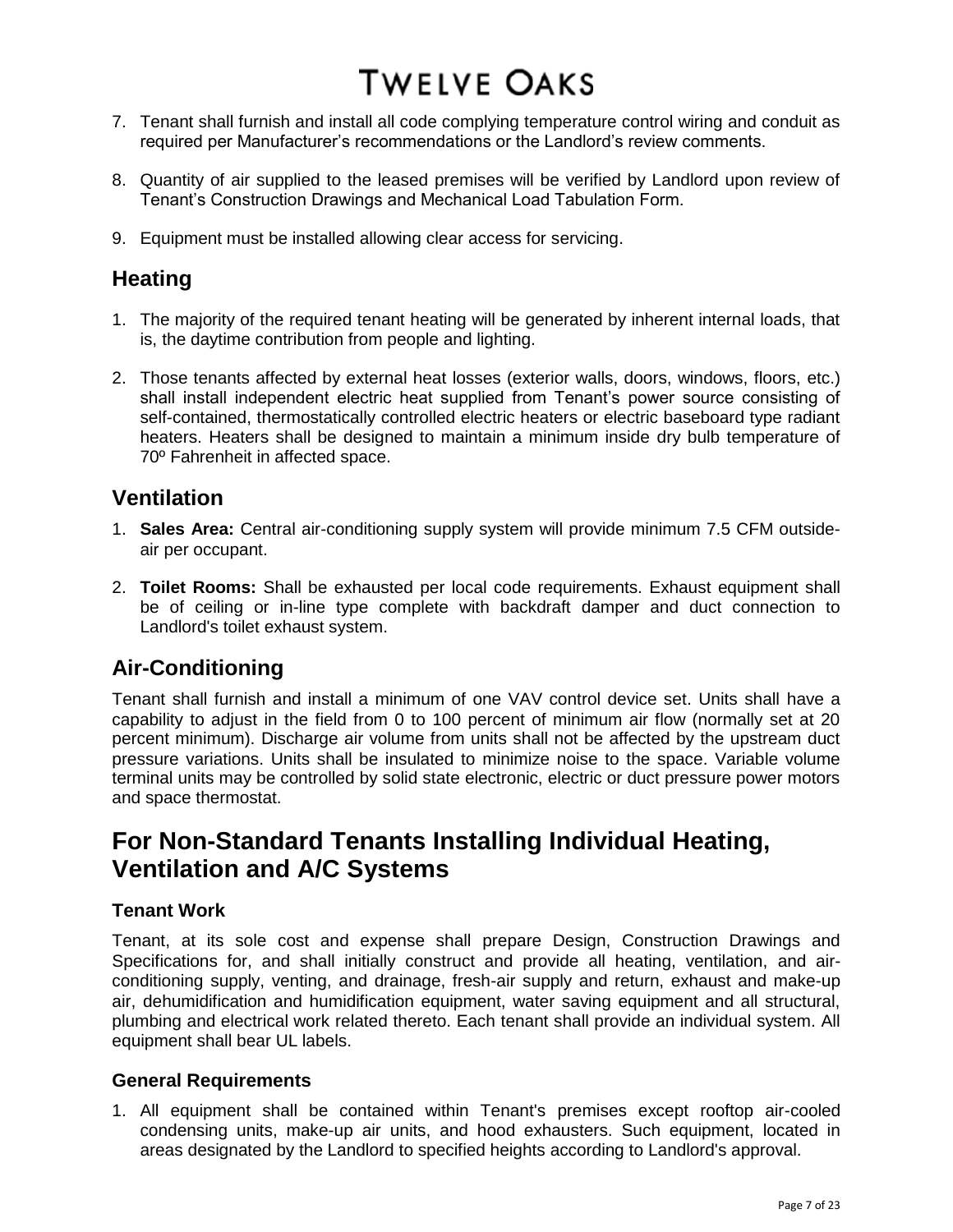7. Tenant shall furnish and install all code complying temperature control wiring and conduit as required per Manufacturer's recommendations or the Landlord's review comments.

8. Quantity of air supplied to the leased premises will be verified by Landlord upon review of Tenant's Construction Drawings and Mechanical Load Tabulation Form.

9. Equipment must be installed allowing clear access for servicing.

## Heating

1. The majority of the required tenant heating will be generated by inherent internal loads, that is, the daytime contribution from people and lighting.

2. Those tenants affected by external heat losses (exterior walls, doors, windows, floors, etc.) shall install independent electric heat supplied from Tenant's power source consisting of self-contained, thermostatically controlled electric heaters or electric baseboard type radiant heaters. Heaters shall be designed to maintain a minimum inside dry bulb temperature of 70º Fahrenheit in affected space.

## Ventilation

1. **Sales Area:** Central air-conditioning supply system will provide minimum 7.5 CFM outside-air per occupant.

2. **Toilet Rooms:** Shall be exhausted per local code requirements. Exhaust equipment shall be of ceiling or in-line type complete with backdraft damper and duct connection to Landlord's toilet exhaust system.

## Air-Conditioning

Tenant shall furnish and install a minimum of one VAV control device set. Units shall have a capability to adjust in the field from 0 to 100 percent of minimum air flow (normally set at 20 percent minimum). Discharge air volume from units shall not be affected by the upstream duct pressure variations. Units shall be insulated to minimize noise to the space. Variable volume terminal units may be controlled by solid state electronic, electric or duct pressure power motors and space thermostat.

# For Non-Standard Tenants Installing Individual Heating, Ventilation and A/C Systems

### Tenant Work

Tenant, at its sole cost and expense shall prepare Design, Construction Drawings and Specifications for, and shall initially construct and provide all heating, ventilation, and air-conditioning supply, venting, and drainage, fresh-air supply and return, exhaust and make-up air, dehumidification and humidification equipment, water saving equipment and all structural, plumbing and electrical work related thereto. Each tenant shall provide an individual system. All equipment shall bear UL labels.

### General Requirements

1. All equipment shall be contained within Tenant's premises except rooftop air-cooled condensing units, make-up air units, and hood exhausters. Such equipment, located in areas designated by the Landlord to specified heights according to Landlord's approval.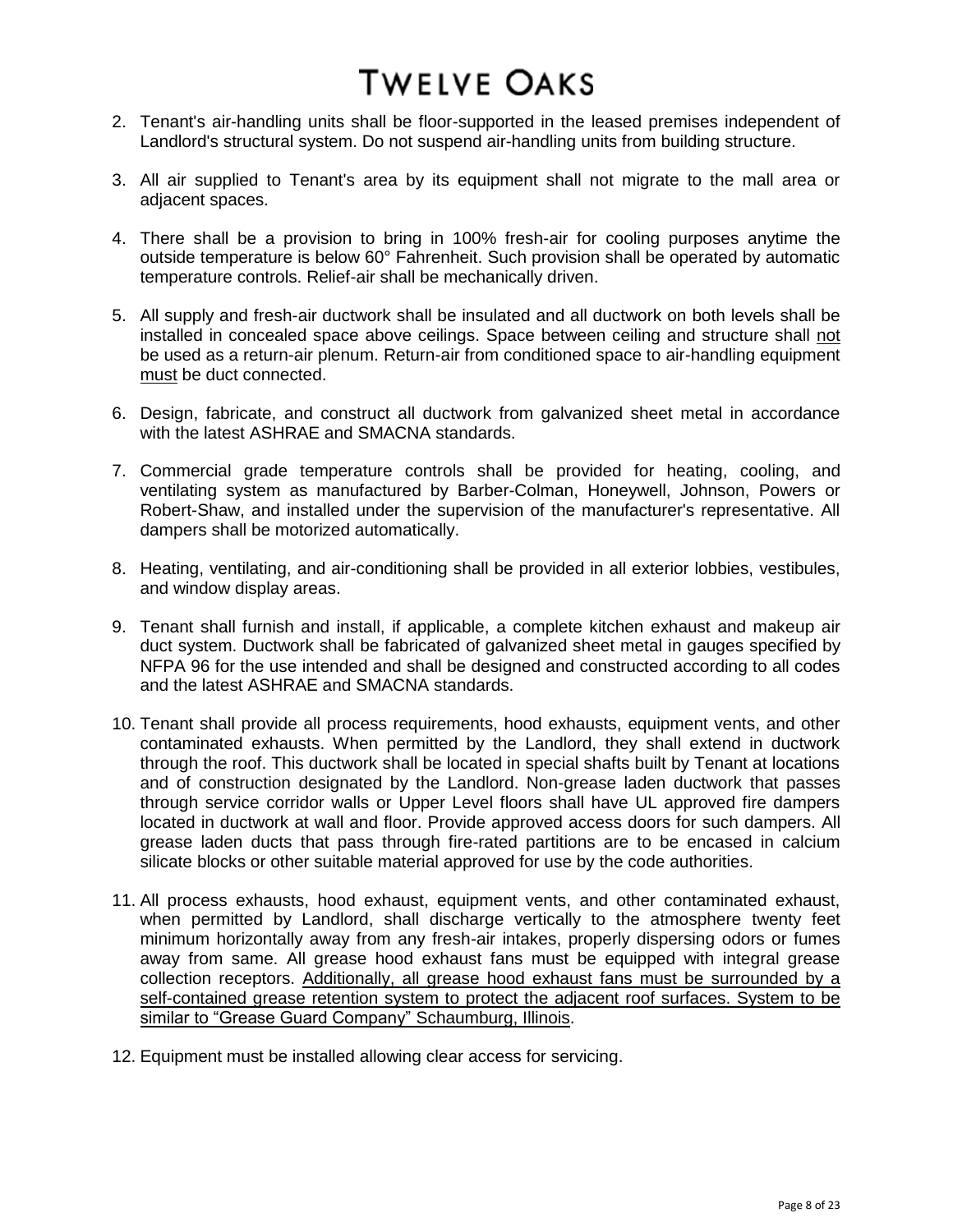2. Tenant's air-handling units shall be floor-supported in the leased premises independent of Landlord's structural system. Do not suspend air-handling units from building structure.

3. All air supplied to Tenant's area by its equipment shall not migrate to the mall area or adjacent spaces.

4. There shall be a provision to bring in 100% fresh-air for cooling purposes anytime the outside temperature is below 60° Fahrenheit. Such provision shall be operated by automatic temperature controls. Relief-air shall be mechanically driven.

5. All supply and fresh-air ductwork shall be insulated and all ductwork on both levels shall be installed in concealed space above ceilings. Space between ceiling and structure shall <u>not</u> be used as a return-air plenum. Return-air from conditioned space to air-handling equipment <u>must</u> be duct connected.

6. Design, fabricate, and construct all ductwork from galvanized sheet metal in accordance with the latest ASHRAE and SMACNA standards.

7. Commercial grade temperature controls shall be provided for heating, cooling, and ventilating system as manufactured by Barber-Colman, Honeywell, Johnson, Powers or Robert-Shaw, and installed under the supervision of the manufacturer's representative. All dampers shall be motorized automatically.

8. Heating, ventilating, and air-conditioning shall be provided in all exterior lobbies, vestibules, and window display areas.

9. Tenant shall furnish and install, if applicable, a complete kitchen exhaust and makeup air duct system. Ductwork shall be fabricated of galvanized sheet metal in gauges specified by NFPA 96 for the use intended and shall be designed and constructed according to all codes and the latest ASHRAE and SMACNA standards.

10. Tenant shall provide all process requirements, hood exhausts, equipment vents, and other contaminated exhausts. When permitted by the Landlord, they shall extend in ductwork through the roof. This ductwork shall be located in special shafts built by Tenant at locations and of construction designated by the Landlord. Non-grease laden ductwork that passes through service corridor walls or Upper Level floors shall have UL approved fire dampers located in ductwork at wall and floor. Provide approved access doors for such dampers. All grease laden ducts that pass through fire-rated partitions are to be encased in calcium silicate blocks or other suitable material approved for use by the code authorities.

11. All process exhausts, hood exhaust, equipment vents, and other contaminated exhaust, when permitted by Landlord, shall discharge vertically to the atmosphere twenty feet minimum horizontally away from any fresh-air intakes, properly dispersing odors or fumes away from same. All grease hood exhaust fans must be equipped with integral grease collection receptors. <u>Additionally, all grease hood exhaust fans must be surrounded by a self-contained grease retention system to protect the adjacent roof surfaces. System to be similar to "Grease Guard Company" Schaumburg, Illinois</u>.

12. Equipment must be installed allowing clear access for servicing.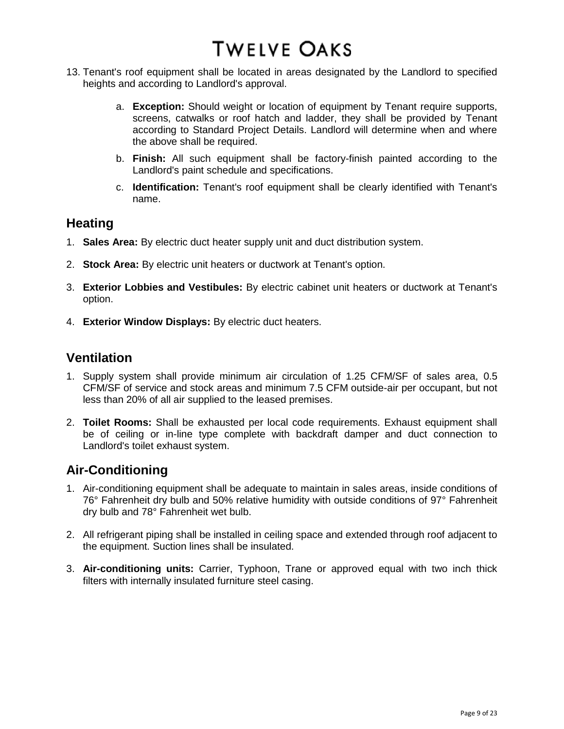13. Tenant's roof equipment shall be located in areas designated by the Landlord to specified heights and according to Landlord's approval.

    a. **Exception:** Should weight or location of equipment by Tenant require supports, screens, catwalks or roof hatch and ladder, they shall be provided by Tenant according to Standard Project Details. Landlord will determine when and where the above shall be required.

    b. **Finish:** All such equipment shall be factory-finish painted according to the Landlord's paint schedule and specifications.

    c. **Identification:** Tenant's roof equipment shall be clearly identified with Tenant's name.

## Heating

1. **Sales Area:** By electric duct heater supply unit and duct distribution system.

2. **Stock Area:** By electric unit heaters or ductwork at Tenant's option.

3. **Exterior Lobbies and Vestibules:** By electric cabinet unit heaters or ductwork at Tenant's option.

4. **Exterior Window Displays:** By electric duct heaters.

## Ventilation

1. Supply system shall provide minimum air circulation of 1.25 CFM/SF of sales area, 0.5 CFM/SF of service and stock areas and minimum 7.5 CFM outside-air per occupant, but not less than 20% of all air supplied to the leased premises.

2. **Toilet Rooms:** Shall be exhausted per local code requirements. Exhaust equipment shall be of ceiling or in-line type complete with backdraft damper and duct connection to Landlord's toilet exhaust system.

## Air-Conditioning

1. Air-conditioning equipment shall be adequate to maintain in sales areas, inside conditions of 76° Fahrenheit dry bulb and 50% relative humidity with outside conditions of 97° Fahrenheit dry bulb and 78° Fahrenheit wet bulb.

2. All refrigerant piping shall be installed in ceiling space and extended through roof adjacent to the equipment. Suction lines shall be insulated.

3. **Air-conditioning units:** Carrier, Typhoon, Trane or approved equal with two inch thick filters with internally insulated furniture steel casing.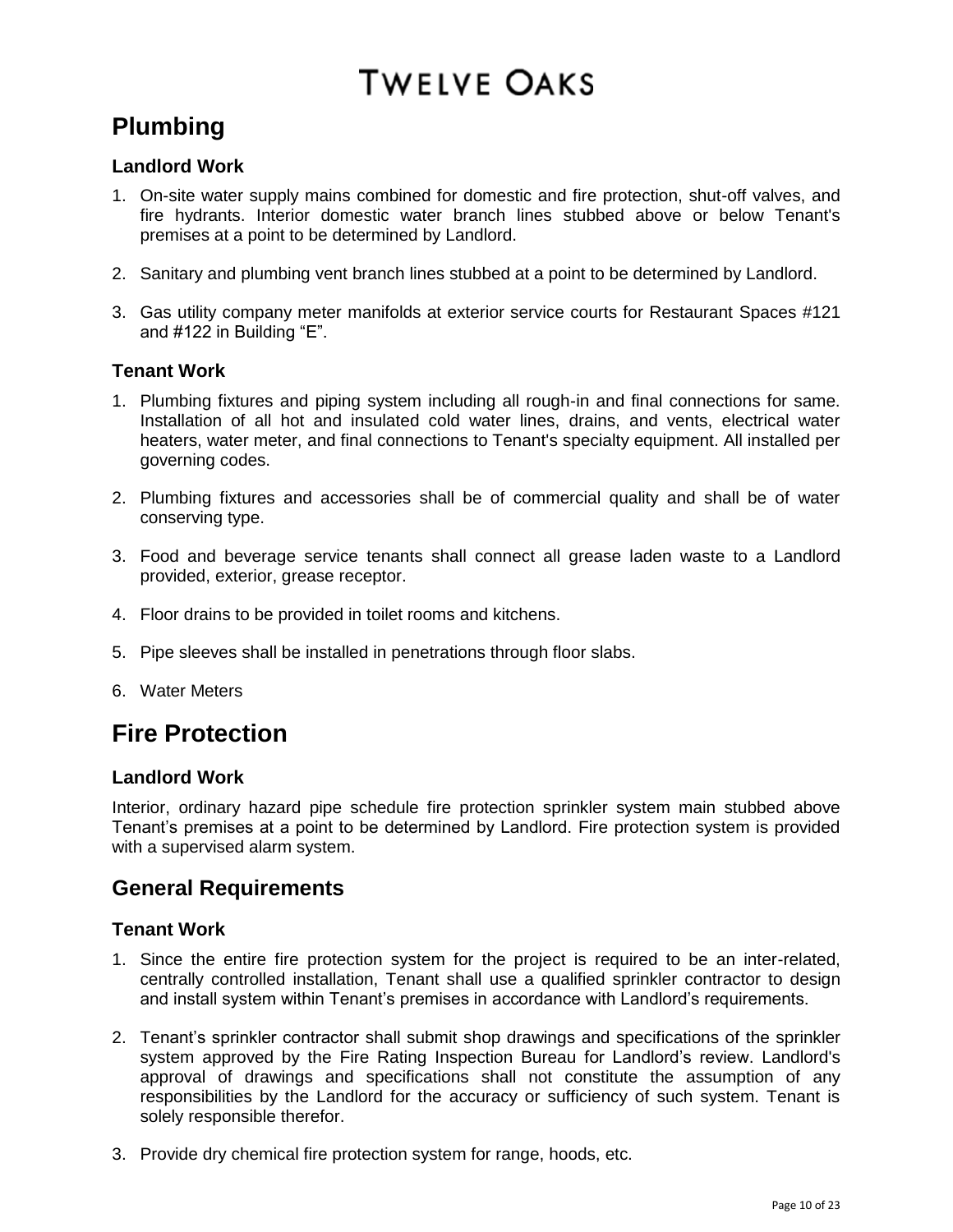# Plumbing

### Landlord Work

1. On-site water supply mains combined for domestic and fire protection, shut-off valves, and fire hydrants. Interior domestic water branch lines stubbed above or below Tenant's premises at a point to be determined by Landlord.

2. Sanitary and plumbing vent branch lines stubbed at a point to be determined by Landlord.

3. Gas utility company meter manifolds at exterior service courts for Restaurant Spaces #121 and #122 in Building "E".

### Tenant Work

1. Plumbing fixtures and piping system including all rough-in and final connections for same. Installation of all hot and insulated cold water lines, drains, and vents, electrical water heaters, water meter, and final connections to Tenant's specialty equipment. All installed per governing codes.

2. Plumbing fixtures and accessories shall be of commercial quality and shall be of water conserving type.

3. Food and beverage service tenants shall connect all grease laden waste to a Landlord provided, exterior, grease receptor.

4. Floor drains to be provided in toilet rooms and kitchens.

5. Pipe sleeves shall be installed in penetrations through floor slabs.

6. Water Meters

# Fire Protection

### Landlord Work

Interior, ordinary hazard pipe schedule fire protection sprinkler system main stubbed above Tenant's premises at a point to be determined by Landlord. Fire protection system is provided with a supervised alarm system.

## General Requirements

### Tenant Work

1. Since the entire fire protection system for the project is required to be an inter-related, centrally controlled installation, Tenant shall use a qualified sprinkler contractor to design and install system within Tenant's premises in accordance with Landlord's requirements.

2. Tenant's sprinkler contractor shall submit shop drawings and specifications of the sprinkler system approved by the Fire Rating Inspection Bureau for Landlord's review. Landlord's approval of drawings and specifications shall not constitute the assumption of any responsibilities by the Landlord for the accuracy or sufficiency of such system. Tenant is solely responsible therefor.

3. Provide dry chemical fire protection system for range, hoods, etc.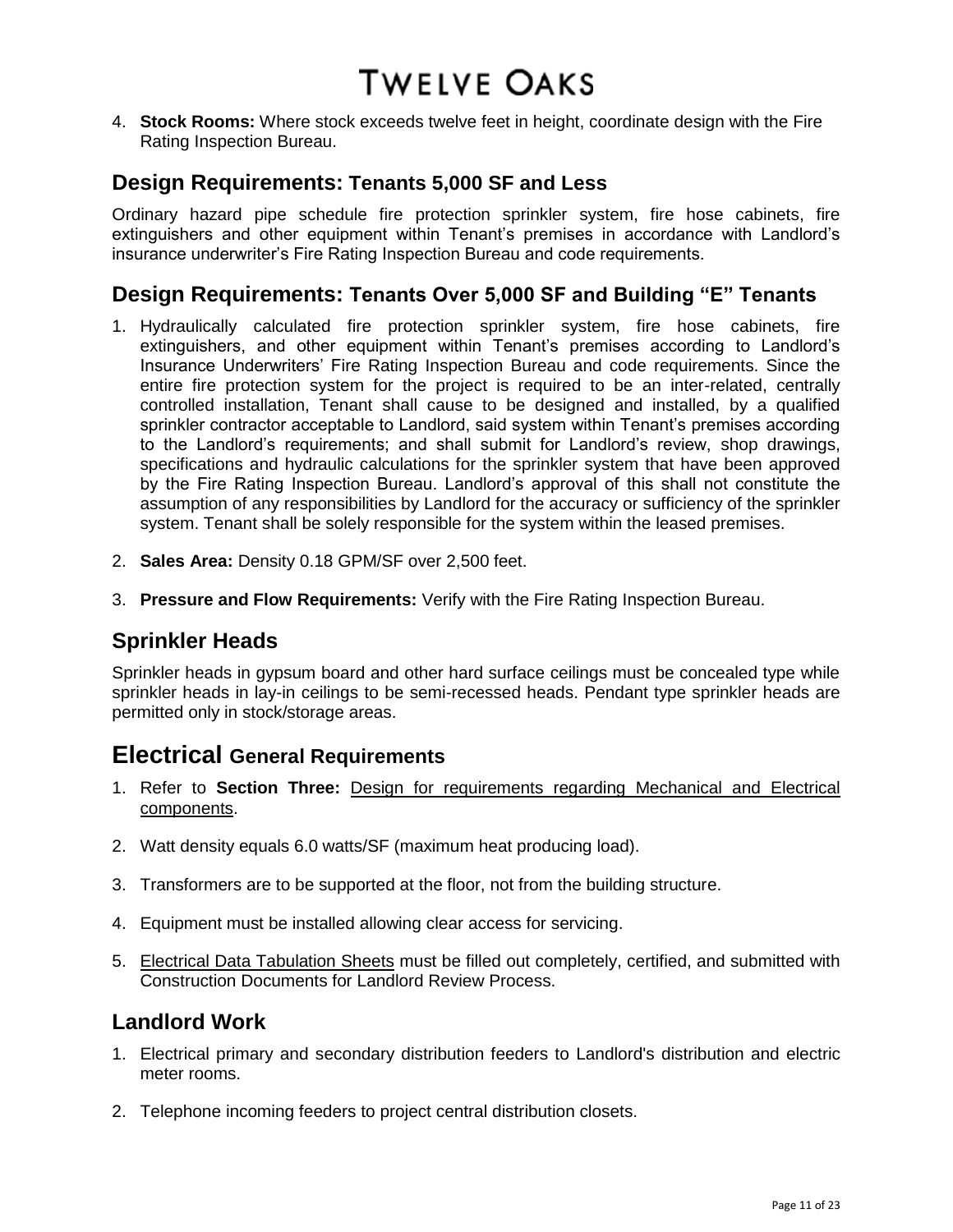4. **Stock Rooms:** Where stock exceeds twelve feet in height, coordinate design with the Fire Rating Inspection Bureau.

## Design Requirements: Tenants 5,000 SF and Less

Ordinary hazard pipe schedule fire protection sprinkler system, fire hose cabinets, fire extinguishers and other equipment within Tenant's premises in accordance with Landlord's insurance underwriter's Fire Rating Inspection Bureau and code requirements.

## Design Requirements: Tenants Over 5,000 SF and Building "E" Tenants

1. Hydraulically calculated fire protection sprinkler system, fire hose cabinets, fire extinguishers, and other equipment within Tenant's premises according to Landlord's Insurance Underwriters' Fire Rating Inspection Bureau and code requirements. Since the entire fire protection system for the project is required to be an inter-related, centrally controlled installation, Tenant shall cause to be designed and installed, by a qualified sprinkler contractor acceptable to Landlord, said system within Tenant's premises according to the Landlord's requirements; and shall submit for Landlord's review, shop drawings, specifications and hydraulic calculations for the sprinkler system that have been approved by the Fire Rating Inspection Bureau. Landlord's approval of this shall not constitute the assumption of any responsibilities by Landlord for the accuracy or sufficiency of the sprinkler system. Tenant shall be solely responsible for the system within the leased premises.

2. **Sales Area:** Density 0.18 GPM/SF over 2,500 feet.

3. **Pressure and Flow Requirements:** Verify with the Fire Rating Inspection Bureau.

## Sprinkler Heads

Sprinkler heads in gypsum board and other hard surface ceilings must be concealed type while sprinkler heads in lay-in ceilings to be semi-recessed heads. Pendant type sprinkler heads are permitted only in stock/storage areas.

# Electrical General Requirements

1. Refer to **Section Three:** Design for requirements regarding Mechanical and Electrical components.

2. Watt density equals 6.0 watts/SF (maximum heat producing load).

3. Transformers are to be supported at the floor, not from the building structure.

4. Equipment must be installed allowing clear access for servicing.

5. Electrical Data Tabulation Sheets must be filled out completely, certified, and submitted with Construction Documents for Landlord Review Process.

## Landlord Work

1. Electrical primary and secondary distribution feeders to Landlord's distribution and electric meter rooms.

2. Telephone incoming feeders to project central distribution closets.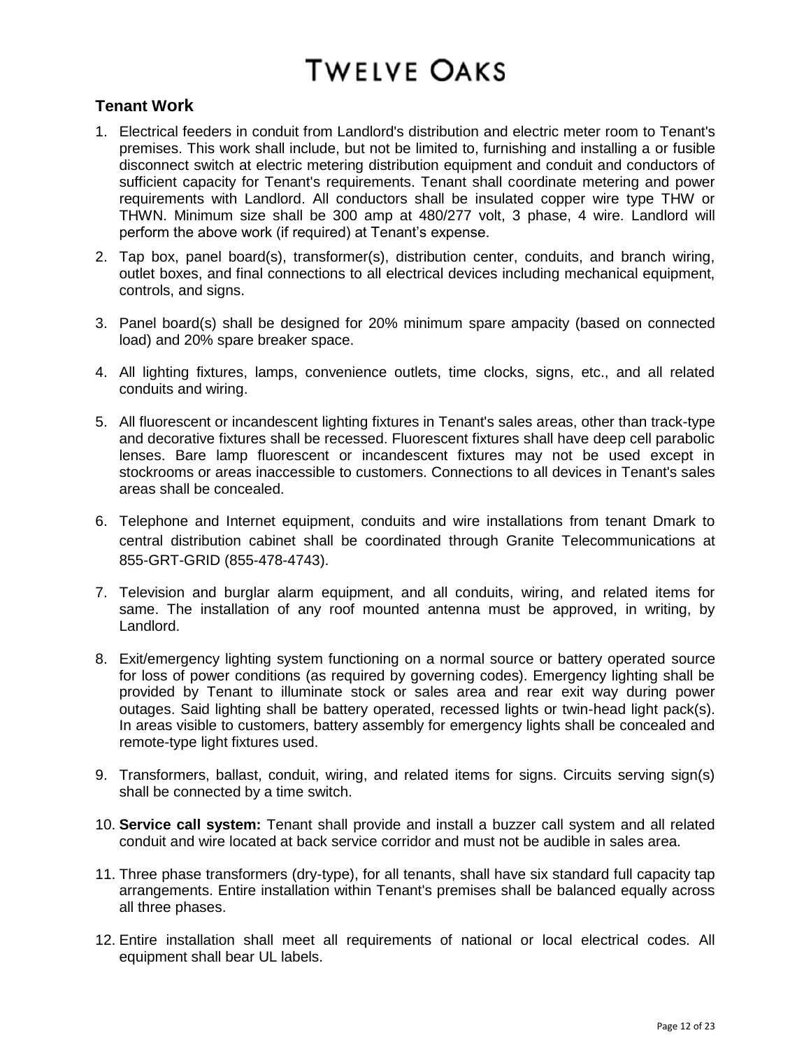## Tenant Work

1. Electrical feeders in conduit from Landlord's distribution and electric meter room to Tenant's premises. This work shall include, but not be limited to, furnishing and installing a or fusible disconnect switch at electric metering distribution equipment and conduit and conductors of sufficient capacity for Tenant's requirements. Tenant shall coordinate metering and power requirements with Landlord. All conductors shall be insulated copper wire type THW or THWN. Minimum size shall be 300 amp at 480/277 volt, 3 phase, 4 wire. Landlord will perform the above work (if required) at Tenant's expense.
2. Tap box, panel board(s), transformer(s), distribution center, conduits, and branch wiring, outlet boxes, and final connections to all electrical devices including mechanical equipment, controls, and signs.
3. Panel board(s) shall be designed for 20% minimum spare ampacity (based on connected load) and 20% spare breaker space.
4. All lighting fixtures, lamps, convenience outlets, time clocks, signs, etc., and all related conduits and wiring.
5. All fluorescent or incandescent lighting fixtures in Tenant's sales areas, other than track-type and decorative fixtures shall be recessed. Fluorescent fixtures shall have deep cell parabolic lenses. Bare lamp fluorescent or incandescent fixtures may not be used except in stockrooms or areas inaccessible to customers. Connections to all devices in Tenant's sales areas shall be concealed.
6. Telephone and Internet equipment, conduits and wire installations from tenant Dmark to central distribution cabinet shall be coordinated through Granite Telecommunications at 855-GRT-GRID (855-478-4743).
7. Television and burglar alarm equipment, and all conduits, wiring, and related items for same. The installation of any roof mounted antenna must be approved, in writing, by Landlord.
8. Exit/emergency lighting system functioning on a normal source or battery operated source for loss of power conditions (as required by governing codes). Emergency lighting shall be provided by Tenant to illuminate stock or sales area and rear exit way during power outages. Said lighting shall be battery operated, recessed lights or twin-head light pack(s). In areas visible to customers, battery assembly for emergency lights shall be concealed and remote-type light fixtures used.
9. Transformers, ballast, conduit, wiring, and related items for signs. Circuits serving sign(s) shall be connected by a time switch.
10. **Service call system:** Tenant shall provide and install a buzzer call system and all related conduit and wire located at back service corridor and must not be audible in sales area.
11. Three phase transformers (dry-type), for all tenants, shall have six standard full capacity tap arrangements. Entire installation within Tenant's premises shall be balanced equally across all three phases.
12. Entire installation shall meet all requirements of national or local electrical codes. All equipment shall bear UL labels.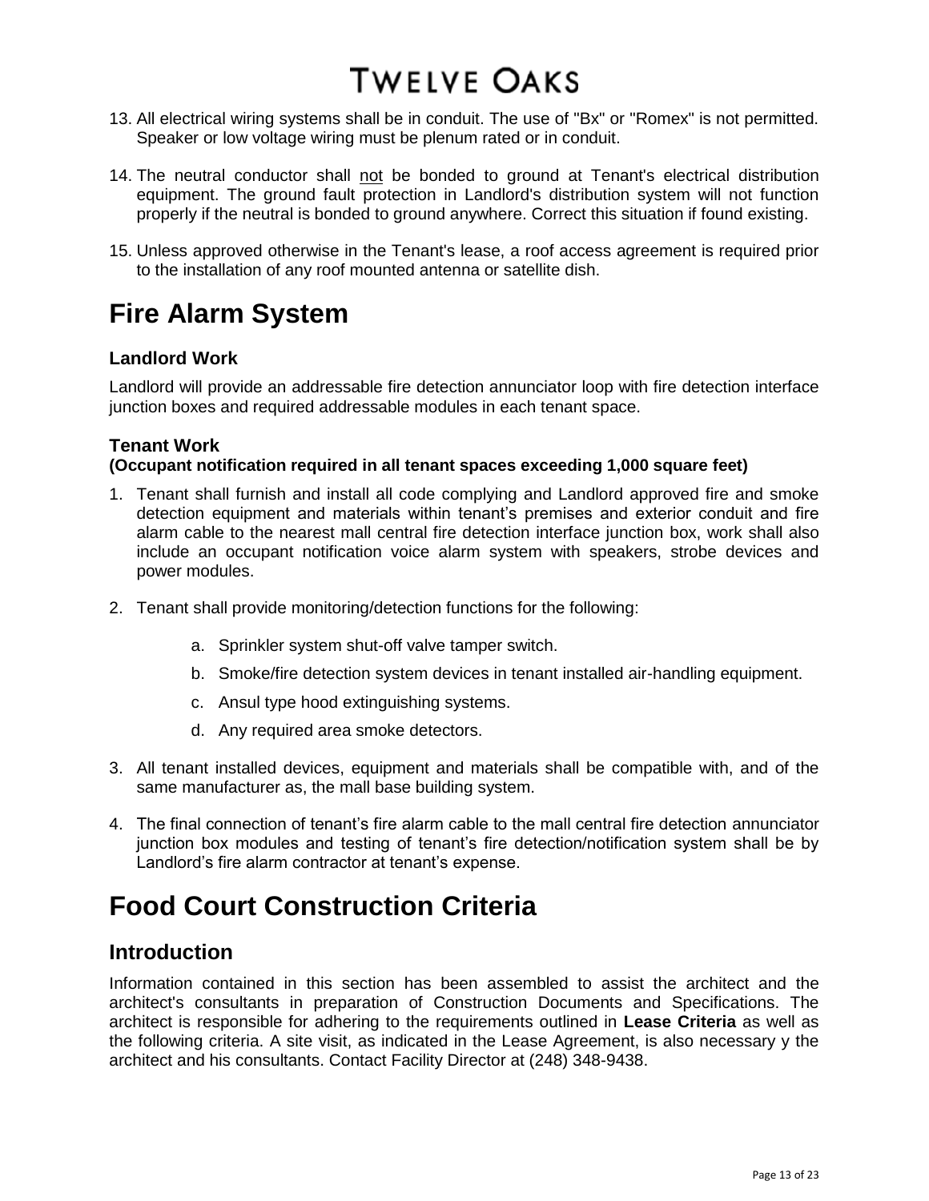13. All electrical wiring systems shall be in conduit. The use of "Bx" or "Romex" is not permitted. Speaker or low voltage wiring must be plenum rated or in conduit.

14. The neutral conductor shall not be bonded to ground at Tenant's electrical distribution equipment. The ground fault protection in Landlord's distribution system will not function properly if the neutral is bonded to ground anywhere. Correct this situation if found existing.

15. Unless approved otherwise in the Tenant's lease, a roof access agreement is required prior to the installation of any roof mounted antenna or satellite dish.

# Fire Alarm System

### Landlord Work

Landlord will provide an addressable fire detection annunciator loop with fire detection interface junction boxes and required addressable modules in each tenant space.

### Tenant Work

**(Occupant notification required in all tenant spaces exceeding 1,000 square feet)**

1. Tenant shall furnish and install all code complying and Landlord approved fire and smoke detection equipment and materials within tenant's premises and exterior conduit and fire alarm cable to the nearest mall central fire detection interface junction box, work shall also include an occupant notification voice alarm system with speakers, strobe devices and power modules.

2. Tenant shall provide monitoring/detection functions for the following:

   a. Sprinkler system shut-off valve tamper switch.
   
   b. Smoke/fire detection system devices in tenant installed air-handling equipment.
   
   c. Ansul type hood extinguishing systems.
   
   d. Any required area smoke detectors.

3. All tenant installed devices, equipment and materials shall be compatible with, and of the same manufacturer as, the mall base building system.

4. The final connection of tenant's fire alarm cable to the mall central fire detection annunciator junction box modules and testing of tenant's fire detection/notification system shall be by Landlord's fire alarm contractor at tenant's expense.

# Food Court Construction Criteria

## Introduction

Information contained in this section has been assembled to assist the architect and the architect's consultants in preparation of Construction Documents and Specifications. The architect is responsible for adhering to the requirements outlined in **Lease Criteria** as well as the following criteria. A site visit, as indicated in the Lease Agreement, is also necessary y the architect and his consultants. Contact Facility Director at (248) 348-9438.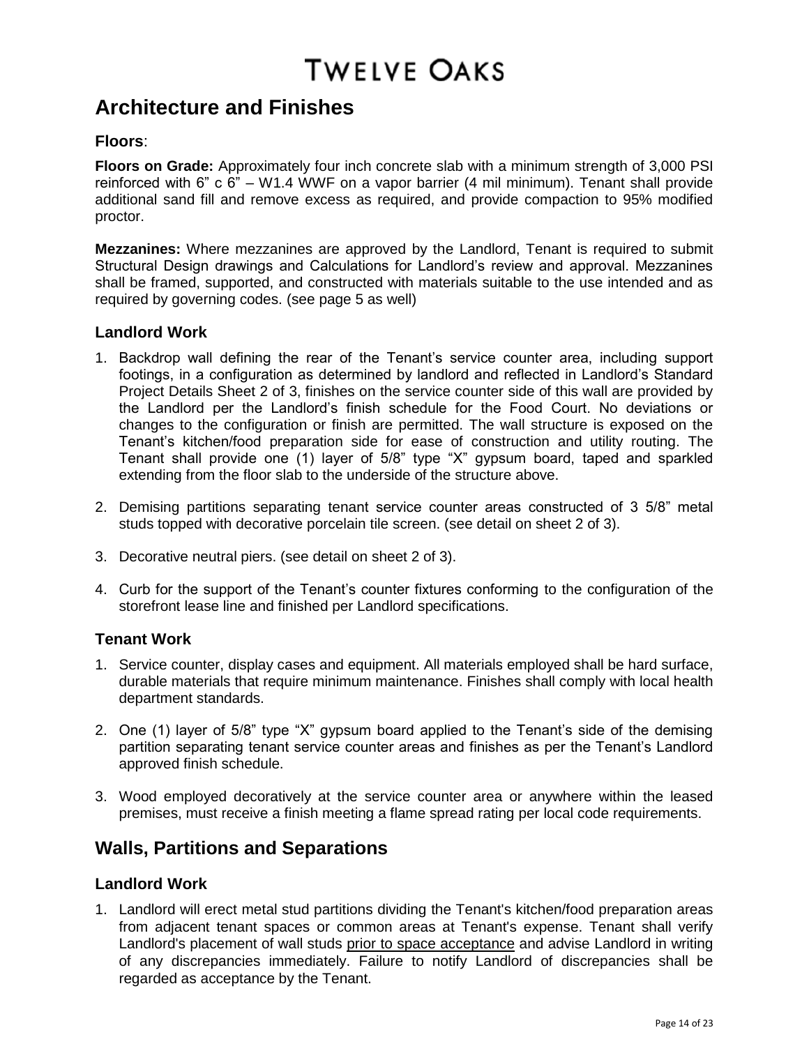# Architecture and Finishes

### **Floors**:

**Floors on Grade:** Approximately four inch concrete slab with a minimum strength of 3,000 PSI reinforced with 6" c 6" – W1.4 WWF on a vapor barrier (4 mil minimum). Tenant shall provide additional sand fill and remove excess as required, and provide compaction to 95% modified proctor.

**Mezzanines:** Where mezzanines are approved by the Landlord, Tenant is required to submit Structural Design drawings and Calculations for Landlord's review and approval. Mezzanines shall be framed, supported, and constructed with materials suitable to the use intended and as required by governing codes. (see page 5 as well)

### Landlord Work

1. Backdrop wall defining the rear of the Tenant's service counter area, including support footings, in a configuration as determined by landlord and reflected in Landlord's Standard Project Details Sheet 2 of 3, finishes on the service counter side of this wall are provided by the Landlord per the Landlord's finish schedule for the Food Court. No deviations or changes to the configuration or finish are permitted. The wall structure is exposed on the Tenant's kitchen/food preparation side for ease of construction and utility routing. The Tenant shall provide one (1) layer of 5/8" type "X" gypsum board, taped and sparkled extending from the floor slab to the underside of the structure above.

2. Demising partitions separating tenant service counter areas constructed of 3 5/8" metal studs topped with decorative porcelain tile screen. (see detail on sheet 2 of 3).

3. Decorative neutral piers. (see detail on sheet 2 of 3).

4. Curb for the support of the Tenant's counter fixtures conforming to the configuration of the storefront lease line and finished per Landlord specifications.

### Tenant Work

1. Service counter, display cases and equipment. All materials employed shall be hard surface, durable materials that require minimum maintenance. Finishes shall comply with local health department standards.

2. One (1) layer of 5/8" type "X" gypsum board applied to the Tenant's side of the demising partition separating tenant service counter areas and finishes as per the Tenant's Landlord approved finish schedule.

3. Wood employed decoratively at the service counter area or anywhere within the leased premises, must receive a finish meeting a flame spread rating per local code requirements.

## Walls, Partitions and Separations

### Landlord Work

1. Landlord will erect metal stud partitions dividing the Tenant's kitchen/food preparation areas from adjacent tenant spaces or common areas at Tenant's expense. Tenant shall verify Landlord's placement of wall studs <u>prior to space acceptance</u> and advise Landlord in writing of any discrepancies immediately. Failure to notify Landlord of discrepancies shall be regarded as acceptance by the Tenant.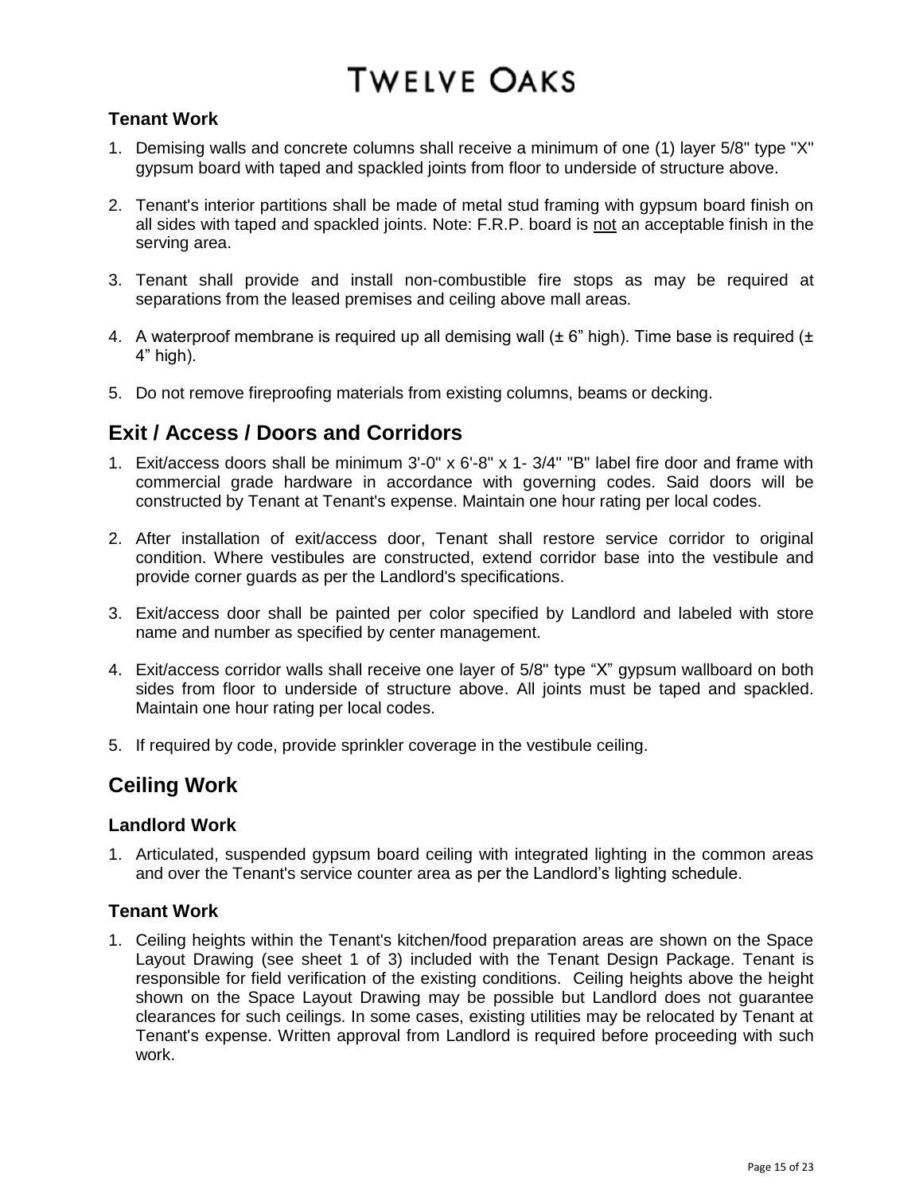### Tenant Work

1. Demising walls and concrete columns shall receive a minimum of one (1) layer 5/8" type "X" gypsum board with taped and spackled joints from floor to underside of structure above.

2. Tenant's interior partitions shall be made of metal stud framing with gypsum board finish on all sides with taped and spackled joints. Note: F.R.P. board is <u>not</u> an acceptable finish in the serving area.

3. Tenant shall provide and install non-combustible fire stops as may be required at separations from the leased premises and ceiling above mall areas.

4. A waterproof membrane is required up all demising wall (± 6" high). Time base is required (± 4" high).

5. Do not remove fireproofing materials from existing columns, beams or decking.

## Exit / Access / Doors and Corridors

1. Exit/access doors shall be minimum 3'-0" x 6'-8" x 1- 3/4" "B" label fire door and frame with commercial grade hardware in accordance with governing codes. Said doors will be constructed by Tenant at Tenant's expense. Maintain one hour rating per local codes.

2. After installation of exit/access door, Tenant shall restore service corridor to original condition. Where vestibules are constructed, extend corridor base into the vestibule and provide corner guards as per the Landlord's specifications.

3. Exit/access door shall be painted per color specified by Landlord and labeled with store name and number as specified by center management.

4. Exit/access corridor walls shall receive one layer of 5/8" type "X" gypsum wallboard on both sides from floor to underside of structure above. All joints must be taped and spackled. Maintain one hour rating per local codes.

5. If required by code, provide sprinkler coverage in the vestibule ceiling.

## Ceiling Work

### Landlord Work

1. Articulated, suspended gypsum board ceiling with integrated lighting in the common areas and over the Tenant's service counter area as per the Landlord's lighting schedule.

### Tenant Work

1. Ceiling heights within the Tenant's kitchen/food preparation areas are shown on the Space Layout Drawing (see sheet 1 of 3) included with the Tenant Design Package. Tenant is responsible for field verification of the existing conditions. Ceiling heights above the height shown on the Space Layout Drawing may be possible but Landlord does not guarantee clearances for such ceilings. In some cases, existing utilities may be relocated by Tenant at Tenant's expense. Written approval from Landlord is required before proceeding with such work.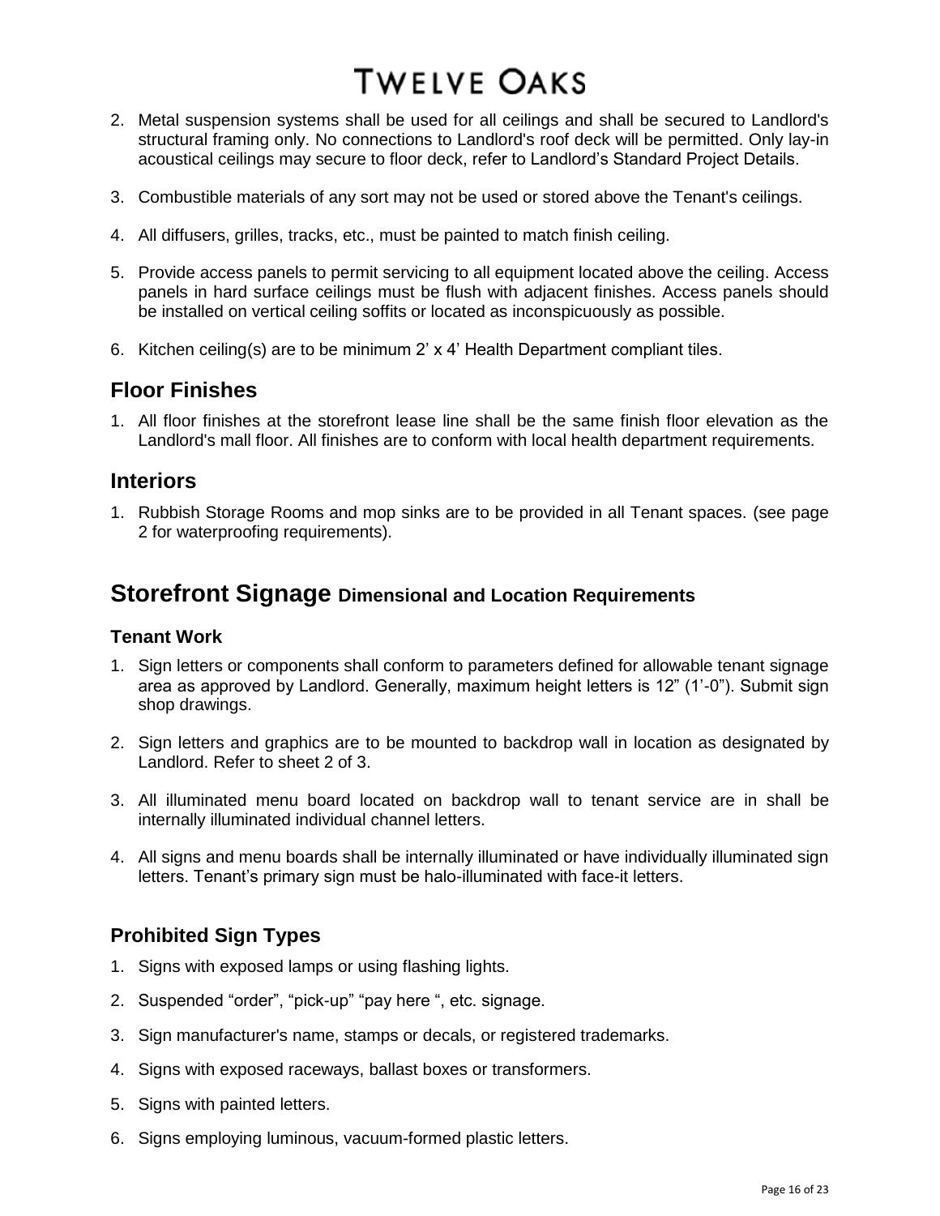2. Metal suspension systems shall be used for all ceilings and shall be secured to Landlord's structural framing only. No connections to Landlord's roof deck will be permitted. Only lay-in acoustical ceilings may secure to floor deck, refer to Landlord’s Standard Project Details.

3. Combustible materials of any sort may not be used or stored above the Tenant's ceilings.

4. All diffusers, grilles, tracks, etc., must be painted to match finish ceiling.

5. Provide access panels to permit servicing to all equipment located above the ceiling. Access panels in hard surface ceilings must be flush with adjacent finishes. Access panels should be installed on vertical ceiling soffits or located as inconspicuously as possible.

6. Kitchen ceiling(s) are to be minimum 2’ x 4’ Health Department compliant tiles.

## Floor Finishes

1. All floor finishes at the storefront lease line shall be the same finish floor elevation as the Landlord's mall floor. All finishes are to conform with local health department requirements.

## Interiors

1. Rubbish Storage Rooms and mop sinks are to be provided in all Tenant spaces. (see page 2 for waterproofing requirements).

# Storefront Signage Dimensional and Location Requirements

### Tenant Work

1. Sign letters or components shall conform to parameters defined for allowable tenant signage area as approved by Landlord. Generally, maximum height letters is 12” (1’-0”). Submit sign shop drawings.

2. Sign letters and graphics are to be mounted to backdrop wall in location as designated by Landlord. Refer to sheet 2 of 3.

3. All illuminated menu board located on backdrop wall to tenant service are in shall be internally illuminated individual channel letters.

4. All signs and menu boards shall be internally illuminated or have individually illuminated sign letters. Tenant’s primary sign must be halo-illuminated with face-it letters.

### Prohibited Sign Types

1. Signs with exposed lamps or using flashing lights.
2. Suspended “order”, “pick-up” “pay here “, etc. signage.
3. Sign manufacturer's name, stamps or decals, or registered trademarks.
4. Signs with exposed raceways, ballast boxes or transformers.
5. Signs with painted letters.
6. Signs employing luminous, vacuum-formed plastic letters.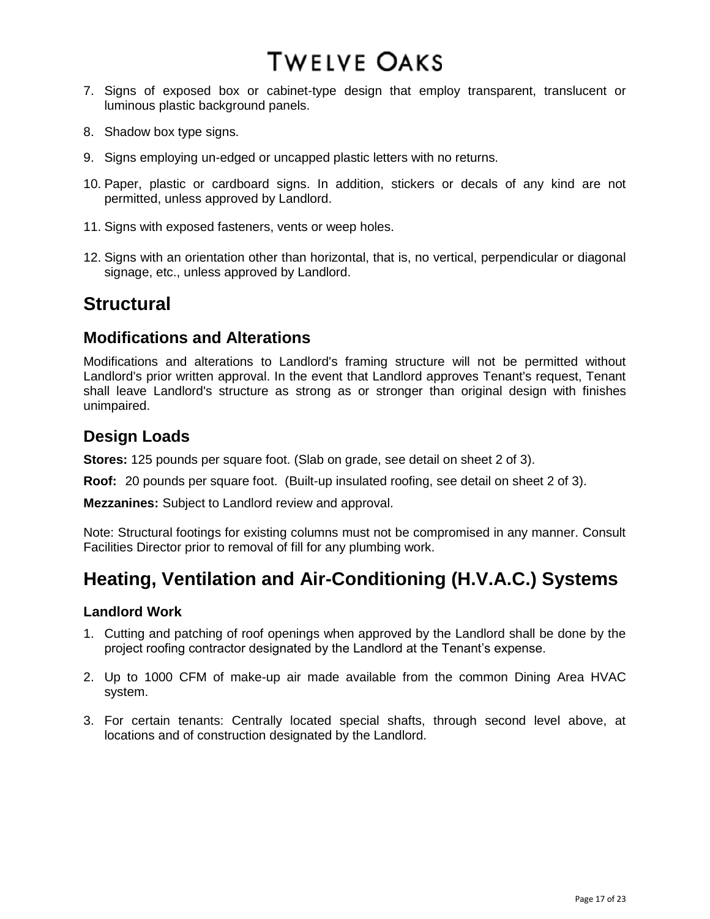7. Signs of exposed box or cabinet-type design that employ transparent, translucent or luminous plastic background panels.

8. Shadow box type signs.

9. Signs employing un-edged or uncapped plastic letters with no returns.

10. Paper, plastic or cardboard signs. In addition, stickers or decals of any kind are not permitted, unless approved by Landlord.

11. Signs with exposed fasteners, vents or weep holes.

12. Signs with an orientation other than horizontal, that is, no vertical, perpendicular or diagonal signage, etc., unless approved by Landlord.

# Structural

## Modifications and Alterations

Modifications and alterations to Landlord's framing structure will not be permitted without Landlord's prior written approval. In the event that Landlord approves Tenant's request, Tenant shall leave Landlord's structure as strong as or stronger than original design with finishes unimpaired.

## Design Loads

**Stores:** 125 pounds per square foot. (Slab on grade, see detail on sheet 2 of 3).

**Roof:** 20 pounds per square foot. (Built-up insulated roofing, see detail on sheet 2 of 3).

**Mezzanines:** Subject to Landlord review and approval.

Note: Structural footings for existing columns must not be compromised in any manner. Consult Facilities Director prior to removal of fill for any plumbing work.

# Heating, Ventilation and Air-Conditioning (H.V.A.C.) Systems

### Landlord Work

1. Cutting and patching of roof openings when approved by the Landlord shall be done by the project roofing contractor designated by the Landlord at the Tenant's expense.

2. Up to 1000 CFM of make-up air made available from the common Dining Area HVAC system.

3. For certain tenants: Centrally located special shafts, through second level above, at locations and of construction designated by the Landlord.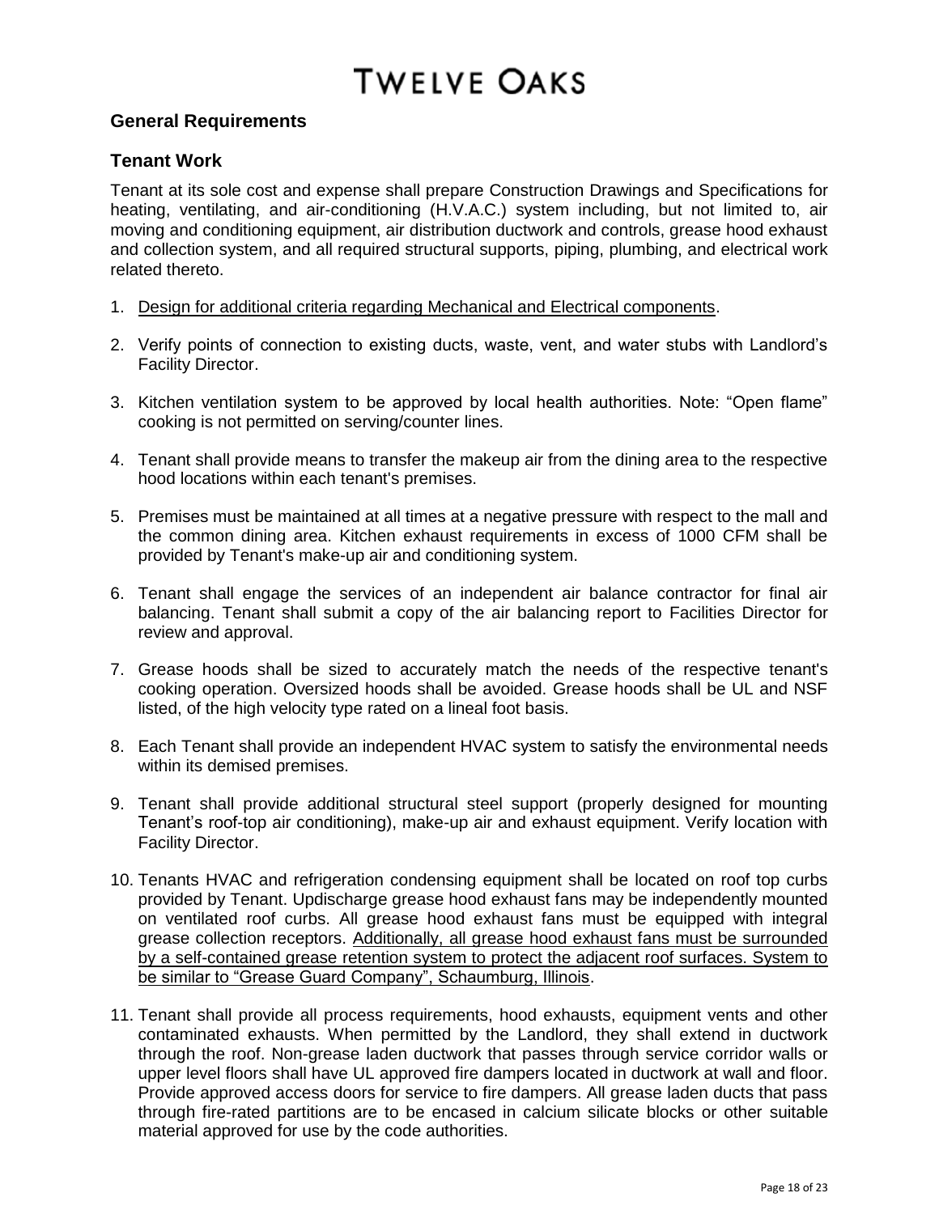# TWELVE OAKS

## General Requirements

### Tenant Work

Tenant at its sole cost and expense shall prepare Construction Drawings and Specifications for heating, ventilating, and air-conditioning (H.V.A.C.) system including, but not limited to, air moving and conditioning equipment, air distribution ductwork and controls, grease hood exhaust and collection system, and all required structural supports, piping, plumbing, and electrical work related thereto.

1. <u>Design for additional criteria regarding Mechanical and Electrical components</u>.

2. Verify points of connection to existing ducts, waste, vent, and water stubs with Landlord's Facility Director.

3. Kitchen ventilation system to be approved by local health authorities. Note: "Open flame" cooking is not permitted on serving/counter lines.

4. Tenant shall provide means to transfer the makeup air from the dining area to the respective hood locations within each tenant's premises.

5. Premises must be maintained at all times at a negative pressure with respect to the mall and the common dining area. Kitchen exhaust requirements in excess of 1000 CFM shall be provided by Tenant's make-up air and conditioning system.

6. Tenant shall engage the services of an independent air balance contractor for final air balancing. Tenant shall submit a copy of the air balancing report to Facilities Director for review and approval.

7. Grease hoods shall be sized to accurately match the needs of the respective tenant's cooking operation. Oversized hoods shall be avoided. Grease hoods shall be UL and NSF listed, of the high velocity type rated on a lineal foot basis.

8. Each Tenant shall provide an independent HVAC system to satisfy the environmental needs within its demised premises.

9. Tenant shall provide additional structural steel support (properly designed for mounting Tenant's roof-top air conditioning), make-up air and exhaust equipment. Verify location with Facility Director.

10. Tenants HVAC and refrigeration condensing equipment shall be located on roof top curbs provided by Tenant. Updischarge grease hood exhaust fans may be independently mounted on ventilated roof curbs. All grease hood exhaust fans must be equipped with integral grease collection receptors. <u>Additionally, all grease hood exhaust fans must be surrounded by a self-contained grease retention system to protect the adjacent roof surfaces. System to be similar to "Grease Guard Company", Schaumburg, Illinois</u>.

11. Tenant shall provide all process requirements, hood exhausts, equipment vents and other contaminated exhausts. When permitted by the Landlord, they shall extend in ductwork through the roof. Non-grease laden ductwork that passes through service corridor walls or upper level floors shall have UL approved fire dampers located in ductwork at wall and floor. Provide approved access doors for service to fire dampers. All grease laden ducts that pass through fire-rated partitions are to be encased in calcium silicate blocks or other suitable material approved for use by the code authorities.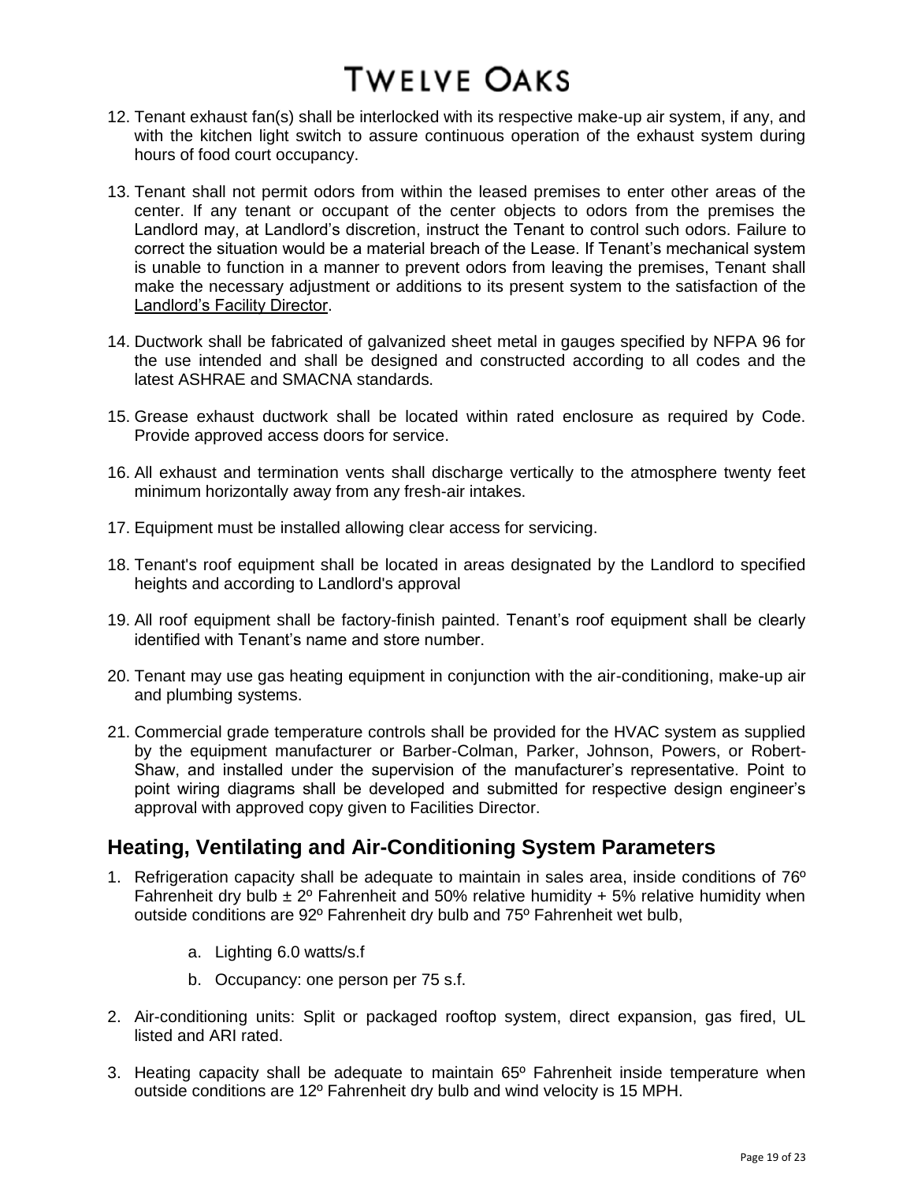12. Tenant exhaust fan(s) shall be interlocked with its respective make-up air system, if any, and with the kitchen light switch to assure continuous operation of the exhaust system during hours of food court occupancy.

13. Tenant shall not permit odors from within the leased premises to enter other areas of the center. If any tenant or occupant of the center objects to odors from the premises the Landlord may, at Landlord's discretion, instruct the Tenant to control such odors. Failure to correct the situation would be a material breach of the Lease. If Tenant's mechanical system is unable to function in a manner to prevent odors from leaving the premises, Tenant shall make the necessary adjustment or additions to its present system to the satisfaction of the Landlord's Facility Director.

14. Ductwork shall be fabricated of galvanized sheet metal in gauges specified by NFPA 96 for the use intended and shall be designed and constructed according to all codes and the latest ASHRAE and SMACNA standards.

15. Grease exhaust ductwork shall be located within rated enclosure as required by Code. Provide approved access doors for service.

16. All exhaust and termination vents shall discharge vertically to the atmosphere twenty feet minimum horizontally away from any fresh-air intakes.

17. Equipment must be installed allowing clear access for servicing.

18. Tenant's roof equipment shall be located in areas designated by the Landlord to specified heights and according to Landlord's approval

19. All roof equipment shall be factory-finish painted. Tenant's roof equipment shall be clearly identified with Tenant's name and store number.

20. Tenant may use gas heating equipment in conjunction with the air-conditioning, make-up air and plumbing systems.

21. Commercial grade temperature controls shall be provided for the HVAC system as supplied by the equipment manufacturer or Barber-Colman, Parker, Johnson, Powers, or Robert-Shaw, and installed under the supervision of the manufacturer's representative. Point to point wiring diagrams shall be developed and submitted for respective design engineer's approval with approved copy given to Facilities Director.

## Heating, Ventilating and Air-Conditioning System Parameters

1. Refrigeration capacity shall be adequate to maintain in sales area, inside conditions of 76º Fahrenheit dry bulb ± 2º Fahrenheit and 50% relative humidity + 5% relative humidity when outside conditions are 92º Fahrenheit dry bulb and 75º Fahrenheit wet bulb,

    a. Lighting 6.0 watts/s.f

    b. Occupancy: one person per 75 s.f.

2. Air-conditioning units: Split or packaged rooftop system, direct expansion, gas fired, UL listed and ARI rated.

3. Heating capacity shall be adequate to maintain 65º Fahrenheit inside temperature when outside conditions are 12º Fahrenheit dry bulb and wind velocity is 15 MPH.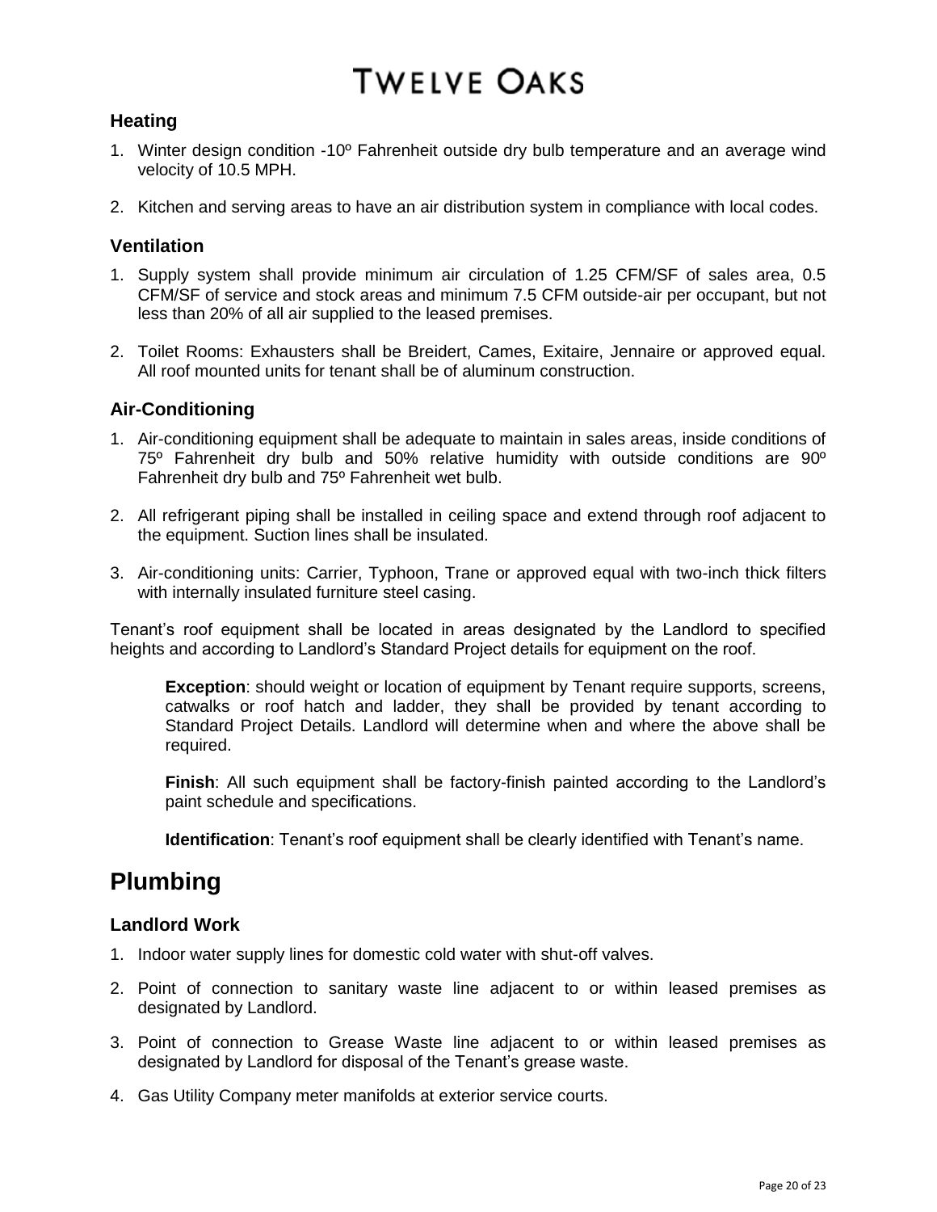### Heating

1. Winter design condition -10º Fahrenheit outside dry bulb temperature and an average wind velocity of 10.5 MPH.

2. Kitchen and serving areas to have an air distribution system in compliance with local codes.

### Ventilation

1. Supply system shall provide minimum air circulation of 1.25 CFM/SF of sales area, 0.5 CFM/SF of service and stock areas and minimum 7.5 CFM outside-air per occupant, but not less than 20% of all air supplied to the leased premises.

2. Toilet Rooms: Exhausters shall be Breidert, Cames, Exitaire, Jennaire or approved equal. All roof mounted units for tenant shall be of aluminum construction.

### Air-Conditioning

1. Air-conditioning equipment shall be adequate to maintain in sales areas, inside conditions of 75º Fahrenheit dry bulb and 50% relative humidity with outside conditions are 90º Fahrenheit dry bulb and 75º Fahrenheit wet bulb.

2. All refrigerant piping shall be installed in ceiling space and extend through roof adjacent to the equipment. Suction lines shall be insulated.

3. Air-conditioning units: Carrier, Typhoon, Trane or approved equal with two-inch thick filters with internally insulated furniture steel casing.

Tenant's roof equipment shall be located in areas designated by the Landlord to specified heights and according to Landlord's Standard Project details for equipment on the roof.

> **Exception**: should weight or location of equipment by Tenant require supports, screens, catwalks or roof hatch and ladder, they shall be provided by tenant according to Standard Project Details. Landlord will determine when and where the above shall be required.
>
> **Finish**: All such equipment shall be factory-finish painted according to the Landlord's paint schedule and specifications.
>
> **Identification**: Tenant's roof equipment shall be clearly identified with Tenant's name.

## Plumbing

### Landlord Work

1. Indoor water supply lines for domestic cold water with shut-off valves.

2. Point of connection to sanitary waste line adjacent to or within leased premises as designated by Landlord.

3. Point of connection to Grease Waste line adjacent to or within leased premises as designated by Landlord for disposal of the Tenant's grease waste.

4. Gas Utility Company meter manifolds at exterior service courts.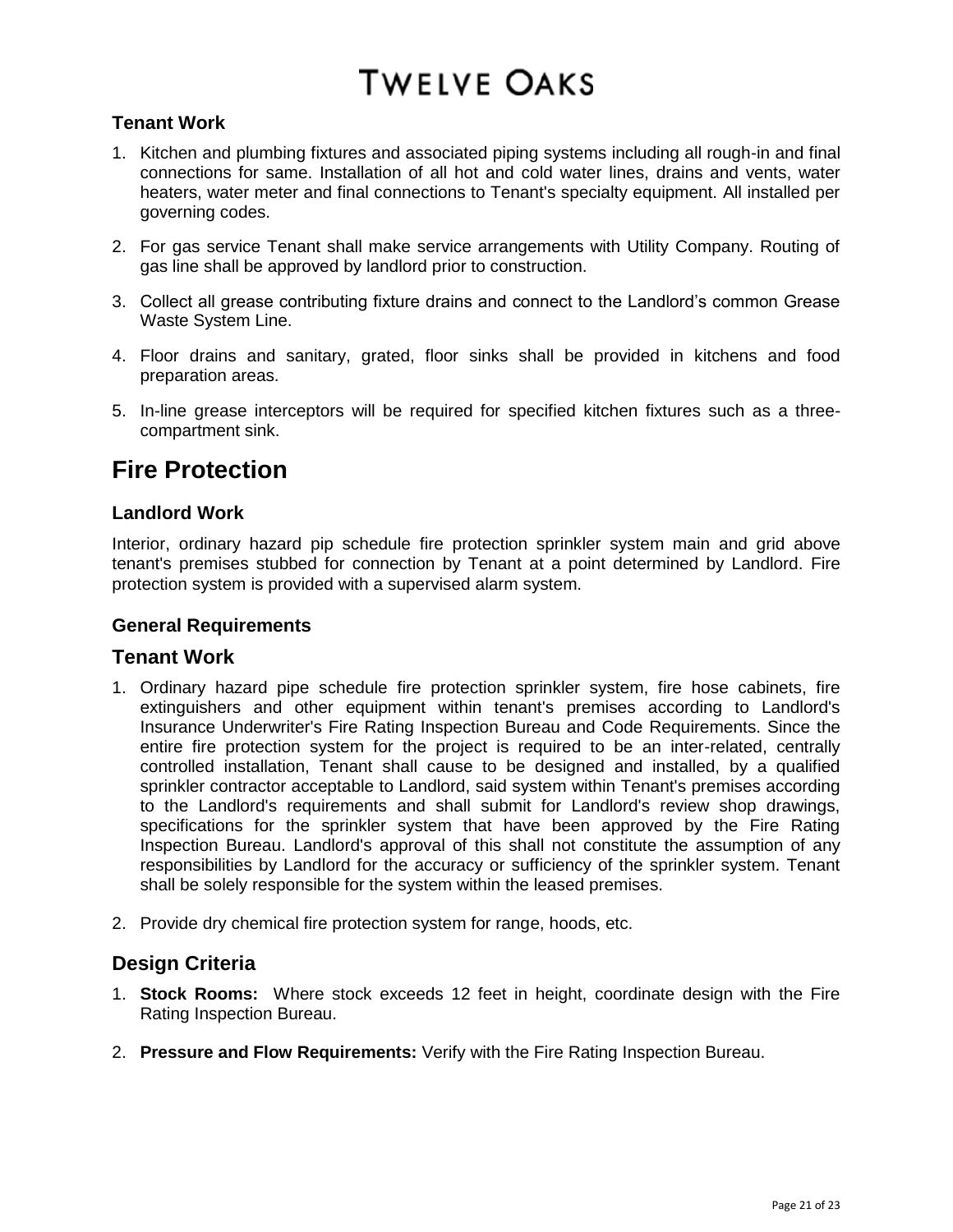### Tenant Work

1. Kitchen and plumbing fixtures and associated piping systems including all rough-in and final connections for same. Installation of all hot and cold water lines, drains and vents, water heaters, water meter and final connections to Tenant's specialty equipment. All installed per governing codes.

2. For gas service Tenant shall make service arrangements with Utility Company. Routing of gas line shall be approved by landlord prior to construction.

3. Collect all grease contributing fixture drains and connect to the Landlord's common Grease Waste System Line.

4. Floor drains and sanitary, grated, floor sinks shall be provided in kitchens and food preparation areas.

5. In-line grease interceptors will be required for specified kitchen fixtures such as a three-compartment sink.

## Fire Protection

### Landlord Work

Interior, ordinary hazard pip schedule fire protection sprinkler system main and grid above tenant's premises stubbed for connection by Tenant at a point determined by Landlord. Fire protection system is provided with a supervised alarm system.

### General Requirements

### Tenant Work

1. Ordinary hazard pipe schedule fire protection sprinkler system, fire hose cabinets, fire extinguishers and other equipment within tenant's premises according to Landlord's Insurance Underwriter's Fire Rating Inspection Bureau and Code Requirements. Since the entire fire protection system for the project is required to be an inter-related, centrally controlled installation, Tenant shall cause to be designed and installed, by a qualified sprinkler contractor acceptable to Landlord, said system within Tenant's premises according to the Landlord's requirements and shall submit for Landlord's review shop drawings, specifications for the sprinkler system that have been approved by the Fire Rating Inspection Bureau. Landlord's approval of this shall not constitute the assumption of any responsibilities by Landlord for the accuracy or sufficiency of the sprinkler system. Tenant shall be solely responsible for the system within the leased premises.

2. Provide dry chemical fire protection system for range, hoods, etc.

### Design Criteria

1. **Stock Rooms:** Where stock exceeds 12 feet in height, coordinate design with the Fire Rating Inspection Bureau.

2. **Pressure and Flow Requirements:** Verify with the Fire Rating Inspection Bureau.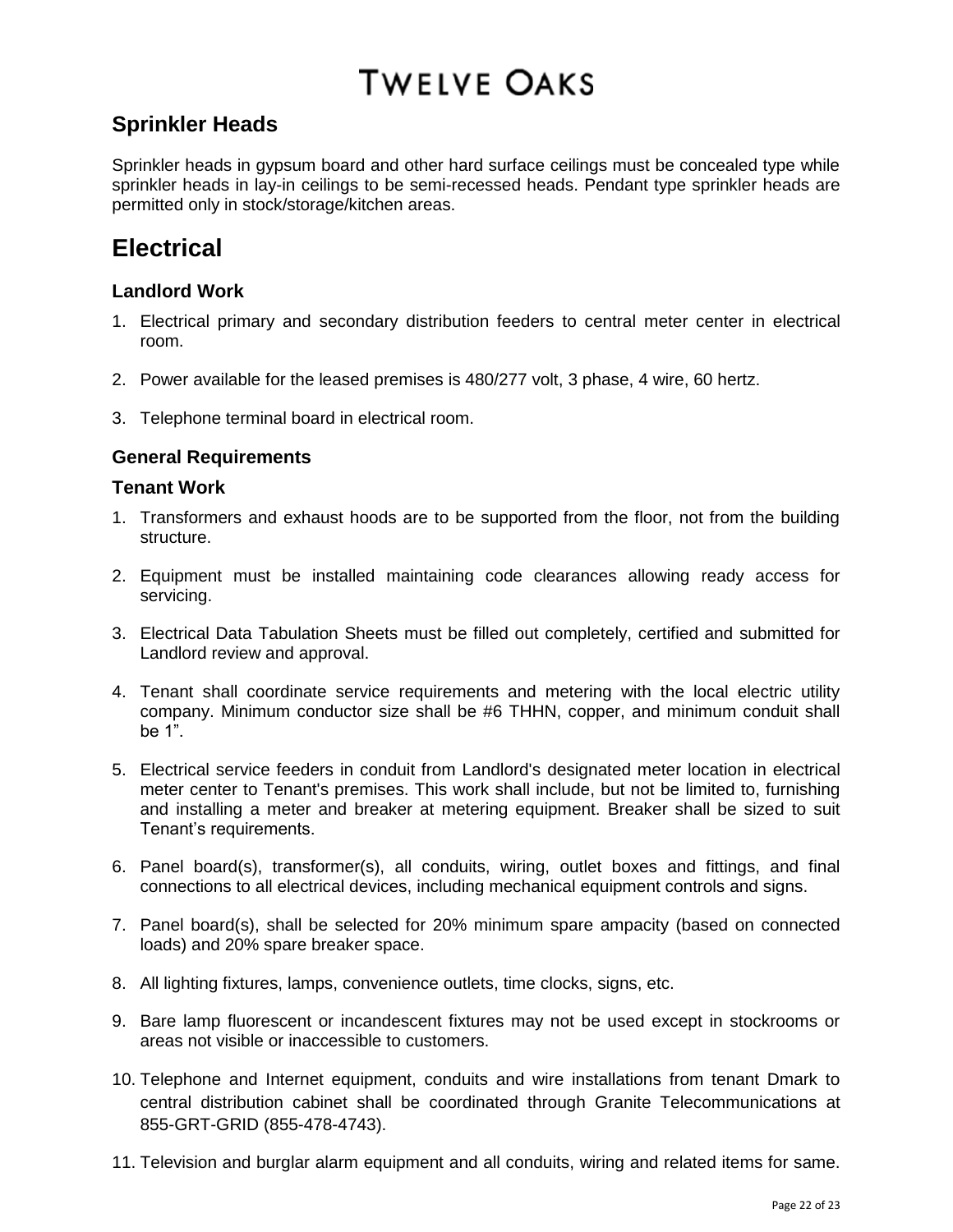## Sprinkler Heads

Sprinkler heads in gypsum board and other hard surface ceilings must be concealed type while sprinkler heads in lay-in ceilings to be semi-recessed heads. Pendant type sprinkler heads are permitted only in stock/storage/kitchen areas.

# Electrical

### Landlord Work

1. Electrical primary and secondary distribution feeders to central meter center in electrical room.
2. Power available for the leased premises is 480/277 volt, 3 phase, 4 wire, 60 hertz.
3. Telephone terminal board in electrical room.

### General Requirements

### Tenant Work

1. Transformers and exhaust hoods are to be supported from the floor, not from the building structure.
2. Equipment must be installed maintaining code clearances allowing ready access for servicing.
3. Electrical Data Tabulation Sheets must be filled out completely, certified and submitted for Landlord review and approval.
4. Tenant shall coordinate service requirements and metering with the local electric utility company. Minimum conductor size shall be #6 THHN, copper, and minimum conduit shall be 1".
5. Electrical service feeders in conduit from Landlord's designated meter location in electrical meter center to Tenant's premises. This work shall include, but not be limited to, furnishing and installing a meter and breaker at metering equipment. Breaker shall be sized to suit Tenant's requirements.
6. Panel board(s), transformer(s), all conduits, wiring, outlet boxes and fittings, and final connections to all electrical devices, including mechanical equipment controls and signs.
7. Panel board(s), shall be selected for 20% minimum spare ampacity (based on connected loads) and 20% spare breaker space.
8. All lighting fixtures, lamps, convenience outlets, time clocks, signs, etc.
9. Bare lamp fluorescent or incandescent fixtures may not be used except in stockrooms or areas not visible or inaccessible to customers.
10. Telephone and Internet equipment, conduits and wire installations from tenant Dmark to central distribution cabinet shall be coordinated through Granite Telecommunications at 855-GRT-GRID (855-478-4743).
11. Television and burglar alarm equipment and all conduits, wiring and related items for same.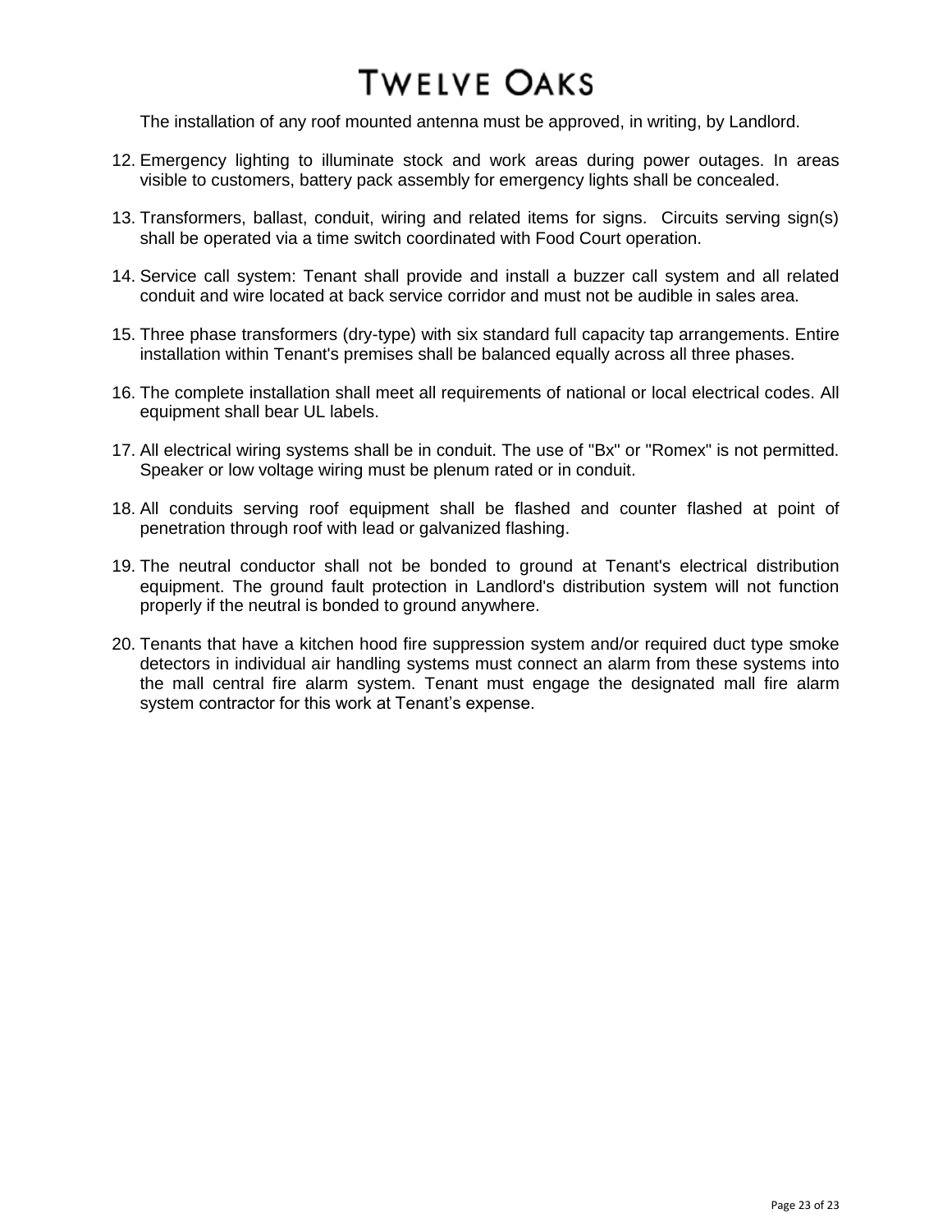The installation of any roof mounted antenna must be approved, in writing, by Landlord.

12. Emergency lighting to illuminate stock and work areas during power outages. In areas visible to customers, battery pack assembly for emergency lights shall be concealed.

13. Transformers, ballast, conduit, wiring and related items for signs. Circuits serving sign(s) shall be operated via a time switch coordinated with Food Court operation.

14. Service call system: Tenant shall provide and install a buzzer call system and all related conduit and wire located at back service corridor and must not be audible in sales area.

15. Three phase transformers (dry-type) with six standard full capacity tap arrangements. Entire installation within Tenant's premises shall be balanced equally across all three phases.

16. The complete installation shall meet all requirements of national or local electrical codes. All equipment shall bear UL labels.

17. All electrical wiring systems shall be in conduit. The use of "Bx" or "Romex" is not permitted. Speaker or low voltage wiring must be plenum rated or in conduit.

18. All conduits serving roof equipment shall be flashed and counter flashed at point of penetration through roof with lead or galvanized flashing.

19. The neutral conductor shall not be bonded to ground at Tenant's electrical distribution equipment. The ground fault protection in Landlord's distribution system will not function properly if the neutral is bonded to ground anywhere.

20. Tenants that have a kitchen hood fire suppression system and/or required duct type smoke detectors in individual air handling systems must connect an alarm from these systems into the mall central fire alarm system. Tenant must engage the designated mall fire alarm system contractor for this work at Tenant's expense.